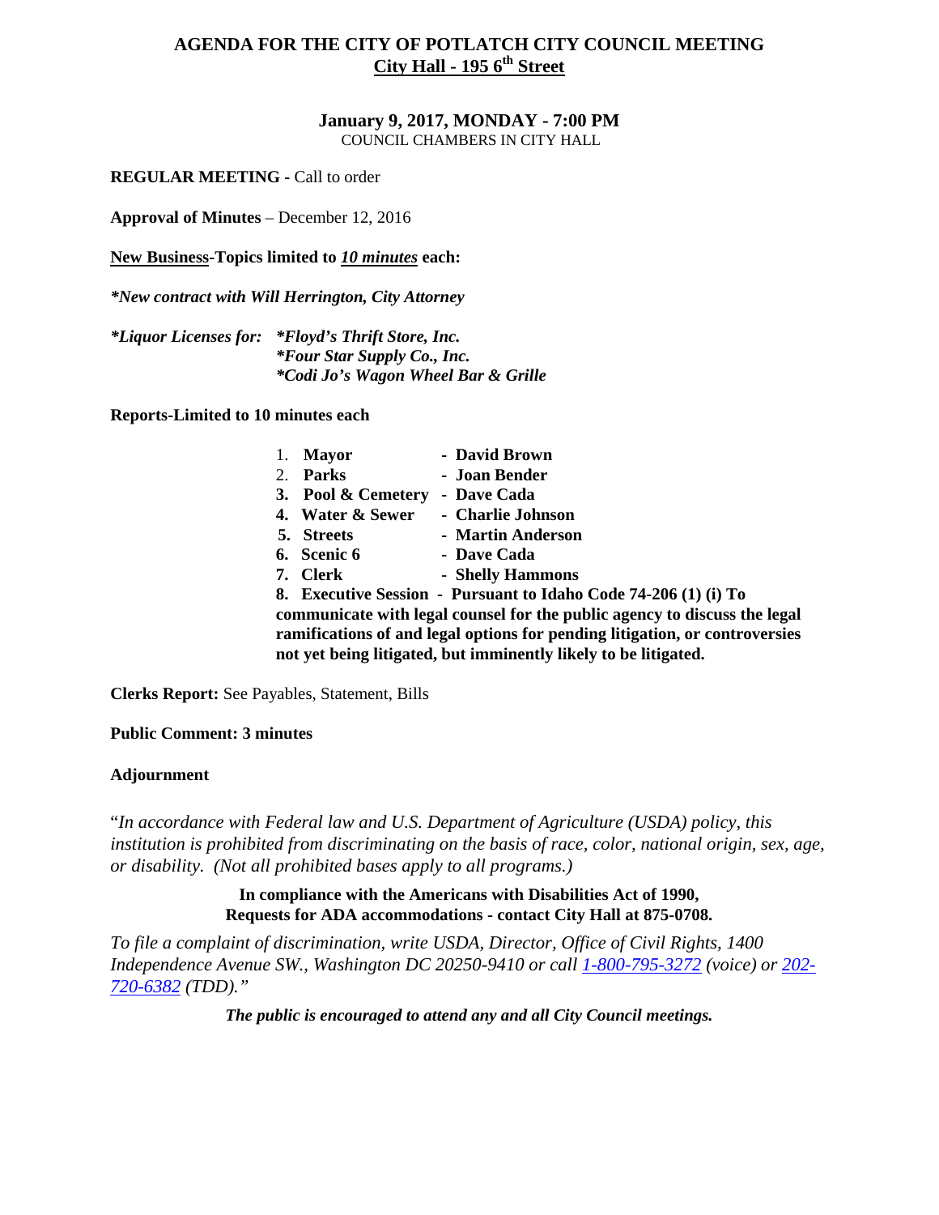# AGENDA FOR THE CITY OF POTLATCH CITY COUNCIL MEETING

## City Hall - 195 6th Street

**January 9, 2017, MONDAY - 7:00 PM**

COUNCIL CHAMBERS IN CITY HALL

**REGULAR MEETING -** Call to order

**Approval of Minutes** – December 12, 2016

**New Business-Topics limited to *10 minutes* each:**

***New contract with Will Herrington, City Attorney***

***Liquor Licenses for:** **\*Floyd's Thrift Store, Inc.***
***\*Four Star Supply Co., Inc.***
***\*Codi Jo's Wagon Wheel Bar & Grille***

**Reports-Limited to 10 minutes each**

1. **Mayor - David Brown**
2. **Parks - Joan Bender**
3. **Pool & Cemetery - Dave Cada**
4. **Water & Sewer - Charlie Johnson**
5. **Streets - Martin Anderson**
6. **Scenic 6 - Dave Cada**
7. **Clerk - Shelly Hammons**
8. **Executive Session - Pursuant to Idaho Code 74-206 (1) (i) To communicate with legal counsel for the public agency to discuss the legal ramifications of and legal options for pending litigation, or controversies not yet being litigated, but imminently likely to be litigated.**

**Clerks Report:** See Payables, Statement, Bills

**Public Comment: 3 minutes**

**Adjournment**

"*In accordance with Federal law and U.S. Department of Agriculture (USDA) policy, this institution is prohibited from discriminating on the basis of race, color, national origin, sex, age, or disability. (Not all prohibited bases apply to all programs.)*

**In compliance with the Americans with Disabilities Act of 1990,**
**Requests for ADA accommodations - contact City Hall at 875-0708.**

*To file a complaint of discrimination, write USDA, Director, Office of Civil Rights, 1400 Independence Avenue SW., Washington DC 20250-9410 or call 1-800-795-3272 (voice) or 202-720-6382 (TDD)."*

***The public is encouraged to attend any and all City Council meetings.***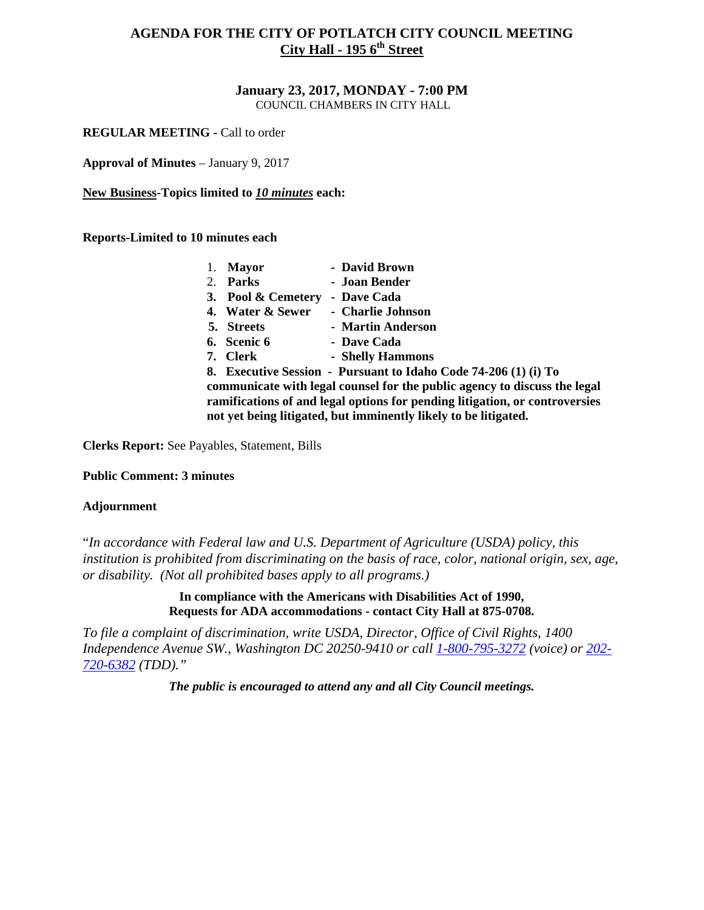# AGENDA FOR THE CITY OF POTLATCH CITY COUNCIL MEETING
## City Hall - 195 6th Street

**January 23, 2017, MONDAY - 7:00 PM**
COUNCIL CHAMBERS IN CITY HALL

**REGULAR MEETING -** Call to order

**Approval of Minutes** – January 9, 2017

**New Business-Topics limited to *10 minutes* each:**

**Reports-Limited to 10 minutes each**

1. **Mayor** - **David Brown**
2. **Parks** - **Joan Bender**
3. **Pool & Cemetery** - **Dave Cada**
4. **Water & Sewer** - **Charlie Johnson**
5. **Streets** - **Martin Anderson**
6. **Scenic 6** - **Dave Cada**
7. **Clerk** - **Shelly Hammons**
8. **Executive Session - Pursuant to Idaho Code 74-206 (1) (i) To communicate with legal counsel for the public agency to discuss the legal ramifications of and legal options for pending litigation, or controversies not yet being litigated, but imminently likely to be litigated.**

**Clerks Report:** See Payables, Statement, Bills

**Public Comment: 3 minutes**

**Adjournment**

"*In accordance with Federal law and U.S. Department of Agriculture (USDA) policy, this institution is prohibited from discriminating on the basis of race, color, national origin, sex, age, or disability. (Not all prohibited bases apply to all programs.)*

**In compliance with the Americans with Disabilities Act of 1990, Requests for ADA accommodations - contact City Hall at 875-0708.**

*To file a complaint of discrimination, write USDA, Director, Office of Civil Rights, 1400 Independence Avenue SW., Washington DC 20250-9410 or call 1-800-795-3272 (voice) or 202-720-6382 (TDD)."*

***The public is encouraged to attend any and all City Council meetings.***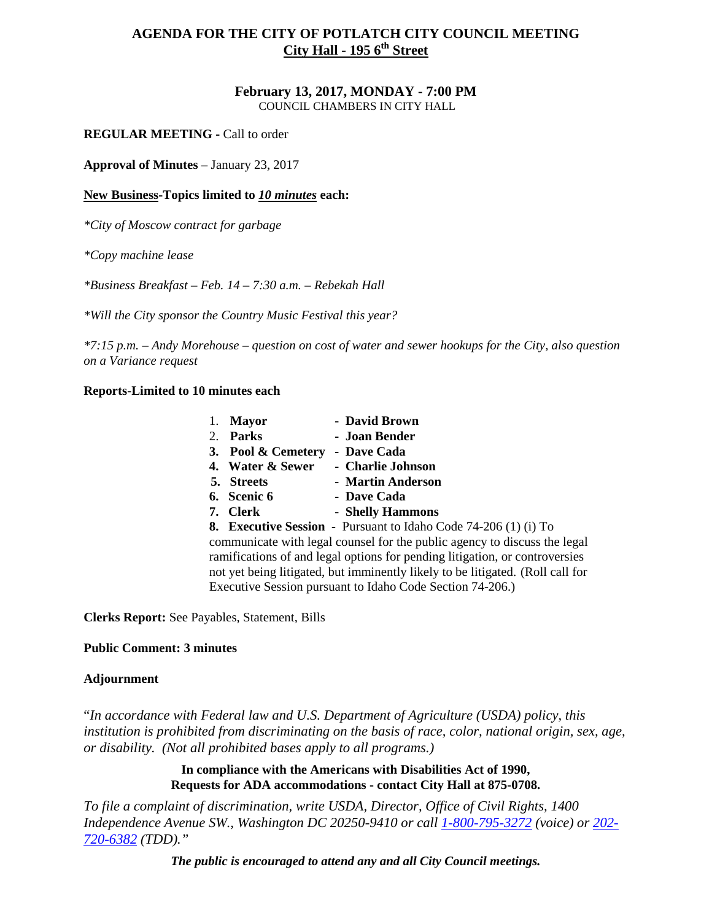# AGENDA FOR THE CITY OF POTLATCH CITY COUNCIL MEETING
## City Hall - 195 6th Street

**February 13, 2017, MONDAY - 7:00 PM**
COUNCIL CHAMBERS IN CITY HALL

**REGULAR MEETING -** Call to order

**Approval of Minutes** – January 23, 2017

**New Business-Topics limited to *10 minutes* each:**

*\*City of Moscow contract for garbage*

*\*Copy machine lease*

*\*Business Breakfast – Feb. 14 – 7:30 a.m. – Rebekah Hall*

*\*Will the City sponsor the Country Music Festival this year?*

*\*7:15 p.m. – Andy Morehouse – question on cost of water and sewer hookups for the City, also question on a Variance request*

**Reports-Limited to 10 minutes each**

1. **Mayor** - **David Brown**
2. **Parks** - **Joan Bender**
3. **Pool & Cemetery** - **Dave Cada**
4. **Water & Sewer** - **Charlie Johnson**
5. **Streets** - **Martin Anderson**
6. **Scenic 6** - **Dave Cada**
7. **Clerk** - **Shelly Hammons**
8. **Executive Session** - Pursuant to Idaho Code 74-206 (1) (i) To communicate with legal counsel for the public agency to discuss the legal ramifications of and legal options for pending litigation, or controversies not yet being litigated, but imminently likely to be litigated. (Roll call for Executive Session pursuant to Idaho Code Section 74-206.)

**Clerks Report:** See Payables, Statement, Bills

**Public Comment: 3 minutes**

**Adjournment**

"*In accordance with Federal law and U.S. Department of Agriculture (USDA) policy, this institution is prohibited from discriminating on the basis of race, color, national origin, sex, age, or disability. (Not all prohibited bases apply to all programs.)*

**In compliance with the Americans with Disabilities Act of 1990, Requests for ADA accommodations - contact City Hall at 875-0708.**

*To file a complaint of discrimination, write USDA, Director, Office of Civil Rights, 1400 Independence Avenue SW., Washington DC 20250-9410 or call 1-800-795-3272 (voice) or 202-720-6382 (TDD)."*

***The public is encouraged to attend any and all City Council meetings.***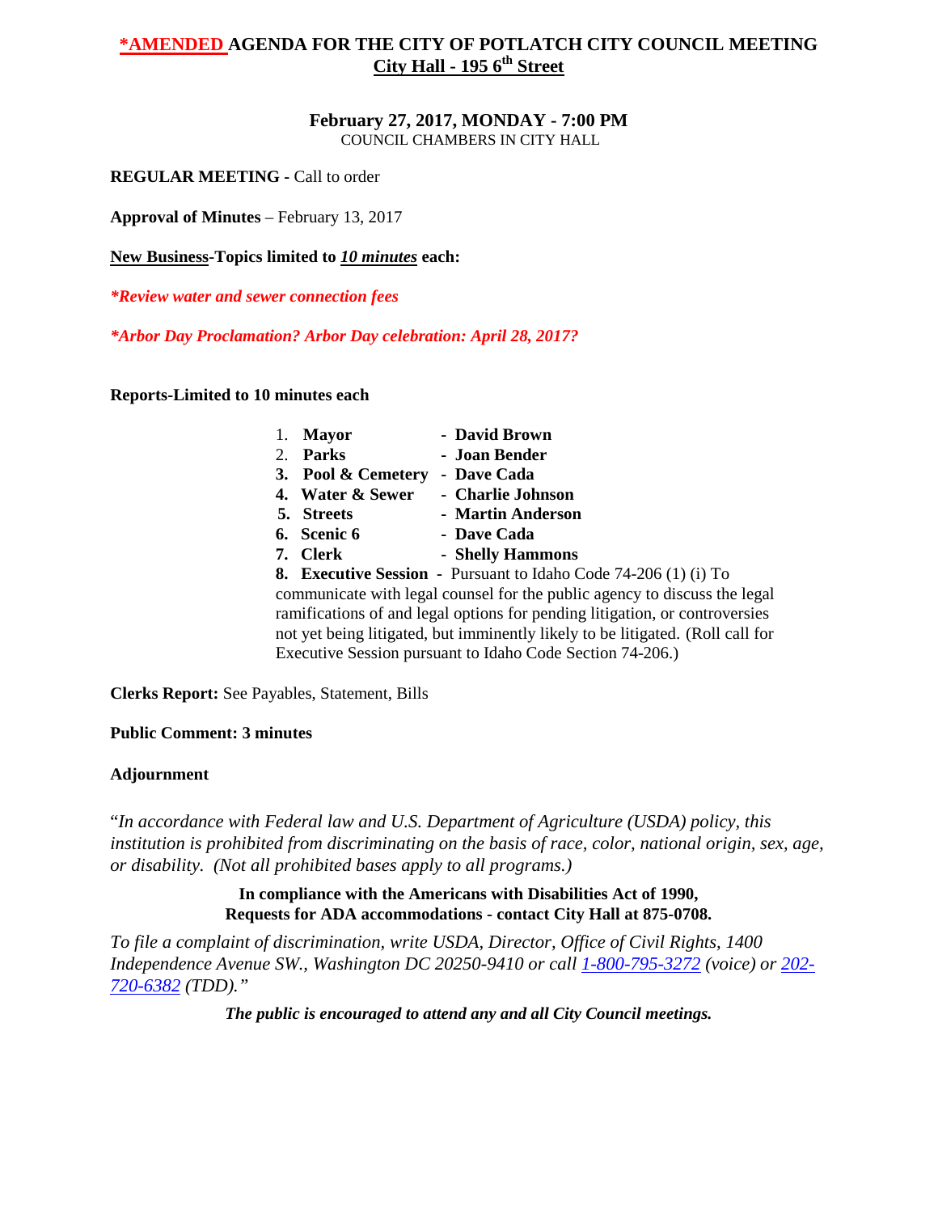# *AMENDED AGENDA FOR THE CITY OF POTLATCH CITY COUNCIL MEETING
## City Hall - 195 6th Street

**February 27, 2017, MONDAY - 7:00 PM**
COUNCIL CHAMBERS IN CITY HALL

**REGULAR MEETING -** Call to order

**Approval of Minutes** – February 13, 2017

**New Business-Topics limited to *10 minutes* each:**

***Review water and sewer connection fees***

***Arbor Day Proclamation? Arbor Day celebration: April 28, 2017?***

**Reports-Limited to 10 minutes each**

1. **Mayor** - **David Brown**
2. **Parks** - **Joan Bender**
3. **Pool & Cemetery** - **Dave Cada**
4. **Water & Sewer** - **Charlie Johnson**
5. **Streets** - **Martin Anderson**
6. **Scenic 6** - **Dave Cada**
7. **Clerk** - **Shelly Hammons**
8. **Executive Session** - Pursuant to Idaho Code 74-206 (1) (i) To communicate with legal counsel for the public agency to discuss the legal ramifications of and legal options for pending litigation, or controversies not yet being litigated, but imminently likely to be litigated. (Roll call for Executive Session pursuant to Idaho Code Section 74-206.)

**Clerks Report:** See Payables, Statement, Bills

**Public Comment: 3 minutes**

**Adjournment**

"*In accordance with Federal law and U.S. Department of Agriculture (USDA) policy, this institution is prohibited from discriminating on the basis of race, color, national origin, sex, age, or disability. (Not all prohibited bases apply to all programs.)*

**In compliance with the Americans with Disabilities Act of 1990, Requests for ADA accommodations - contact City Hall at 875-0708.**

*To file a complaint of discrimination, write USDA, Director, Office of Civil Rights, 1400 Independence Avenue SW., Washington DC 20250-9410 or call 1-800-795-3272 (voice) or 202-720-6382 (TDD)."*

***The public is encouraged to attend any and all City Council meetings.***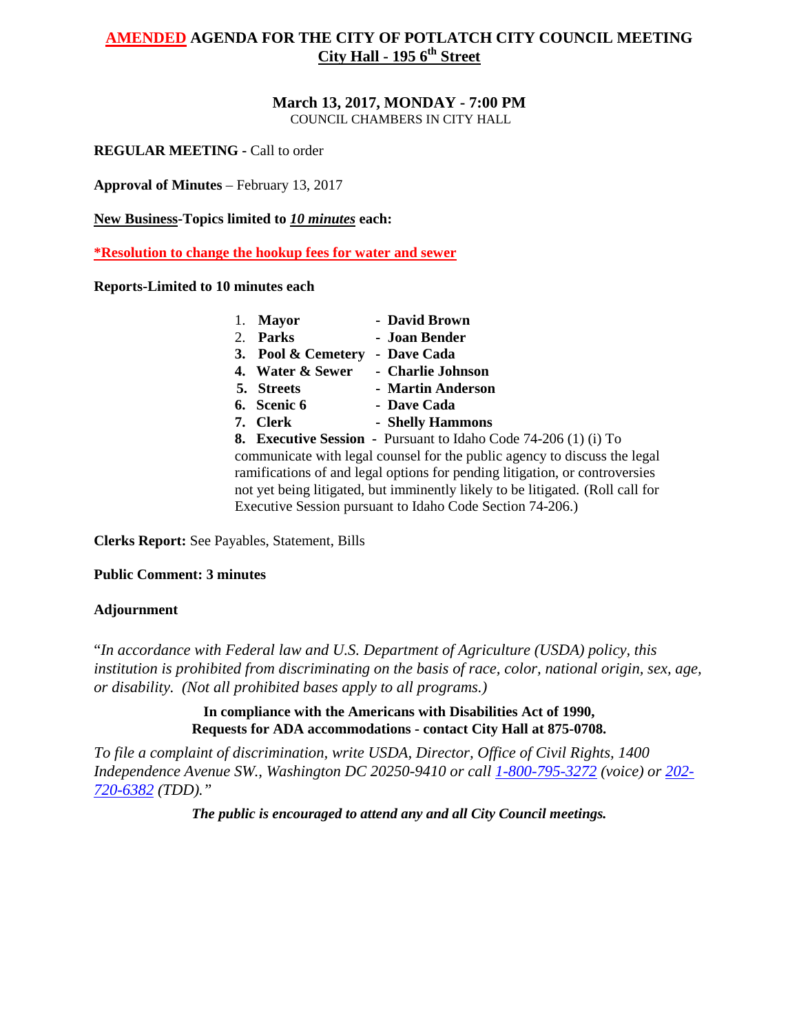# AMENDED AGENDA FOR THE CITY OF POTLATCH CITY COUNCIL MEETING
## City Hall - 195 6th Street

**March 13, 2017, MONDAY - 7:00 PM**
COUNCIL CHAMBERS IN CITY HALL

**REGULAR MEETING -** Call to order

**Approval of Minutes** – February 13, 2017

**New Business-Topics limited to *10 minutes* each:**

**\*Resolution to change the hookup fees for water and sewer**

**Reports-Limited to 10 minutes each**

1. **Mayor** - **David Brown**
2. **Parks** - **Joan Bender**
3. **Pool & Cemetery** - **Dave Cada**
4. **Water & Sewer** - **Charlie Johnson**
5. **Streets** - **Martin Anderson**
6. **Scenic 6** - **Dave Cada**
7. **Clerk** - **Shelly Hammons**
8. **Executive Session** - Pursuant to Idaho Code 74-206 (1) (i) To communicate with legal counsel for the public agency to discuss the legal ramifications of and legal options for pending litigation, or controversies not yet being litigated, but imminently likely to be litigated. (Roll call for Executive Session pursuant to Idaho Code Section 74-206.)

**Clerks Report:** See Payables, Statement, Bills

**Public Comment: 3 minutes**

**Adjournment**

"*In accordance with Federal law and U.S. Department of Agriculture (USDA) policy, this institution is prohibited from discriminating on the basis of race, color, national origin, sex, age, or disability. (Not all prohibited bases apply to all programs.)*

**In compliance with the Americans with Disabilities Act of 1990,**
**Requests for ADA accommodations - contact City Hall at 875-0708.**

*To file a complaint of discrimination, write USDA, Director, Office of Civil Rights, 1400 Independence Avenue SW., Washington DC 20250-9410 or call 1-800-795-3272 (voice) or 202-720-6382 (TDD)."*

***The public is encouraged to attend any and all City Council meetings.***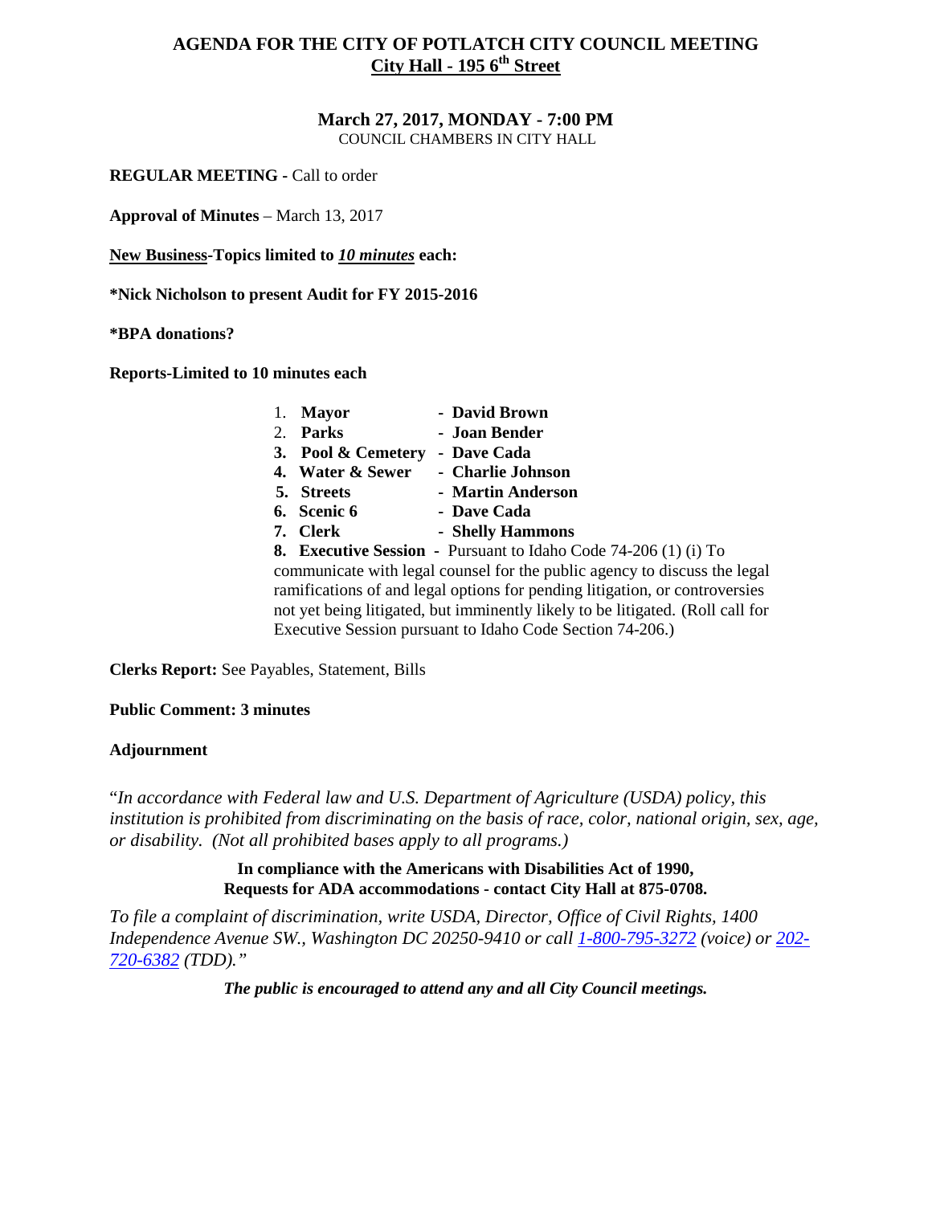# AGENDA FOR THE CITY OF POTLATCH CITY COUNCIL MEETING

## City Hall - 195 6th Street

### March 27, 2017, MONDAY - 7:00 PM

COUNCIL CHAMBERS IN CITY HALL

**REGULAR MEETING -** Call to order

**Approval of Minutes** – March 13, 2017

**New Business-Topics limited to *10 minutes* each:**

**\*Nick Nicholson to present Audit for FY 2015-2016**

**\*BPA donations?**

**Reports-Limited to 10 minutes each**

1. **Mayor** - **David Brown**
2. **Parks** - **Joan Bender**
3. **Pool & Cemetery** - **Dave Cada**
4. **Water & Sewer** - **Charlie Johnson**
5. **Streets** - **Martin Anderson**
6. **Scenic 6** - **Dave Cada**
7. **Clerk** - **Shelly Hammons**
8. **Executive Session** - Pursuant to Idaho Code 74-206 (1) (i) To communicate with legal counsel for the public agency to discuss the legal ramifications of and legal options for pending litigation, or controversies not yet being litigated, but imminently likely to be litigated. (Roll call for Executive Session pursuant to Idaho Code Section 74-206.)

**Clerks Report:** See Payables, Statement, Bills

**Public Comment: 3 minutes**

**Adjournment**

"*In accordance with Federal law and U.S. Department of Agriculture (USDA) policy, this institution is prohibited from discriminating on the basis of race, color, national origin, sex, age, or disability. (Not all prohibited bases apply to all programs.)*

**In compliance with the Americans with Disabilities Act of 1990,
Requests for ADA accommodations - contact City Hall at 875-0708.**

*To file a complaint of discrimination, write USDA, Director, Office of Civil Rights, 1400 Independence Avenue SW., Washington DC 20250-9410 or call 1-800-795-3272 (voice) or 202-720-6382 (TDD)."*

***The public is encouraged to attend any and all City Council meetings.***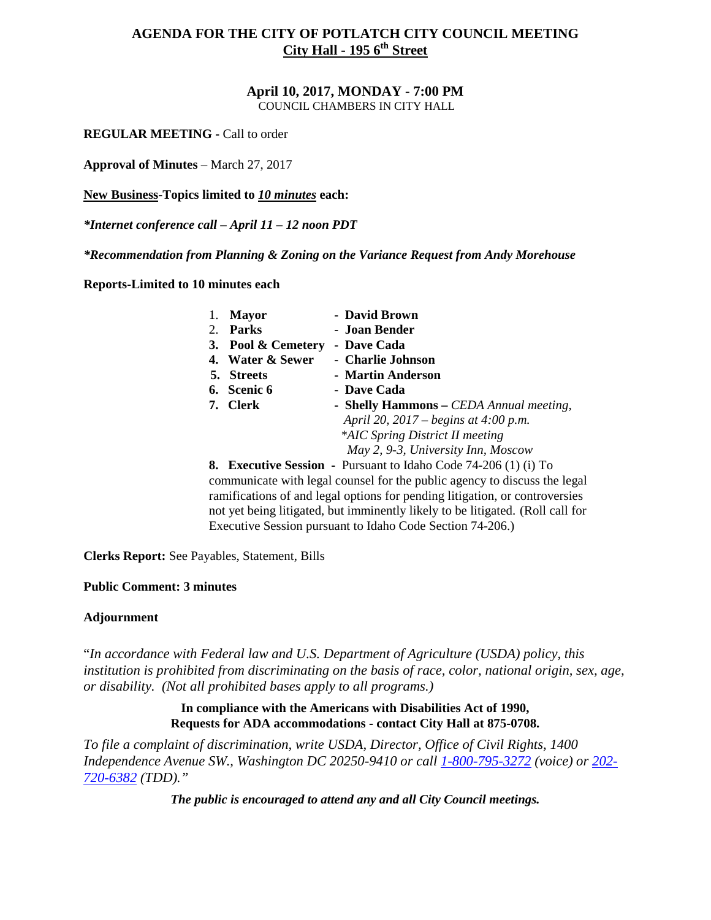# AGENDA FOR THE CITY OF POTLATCH CITY COUNCIL MEETING

## City Hall - 195 6th Street

**April 10, 2017, MONDAY - 7:00 PM**

COUNCIL CHAMBERS IN CITY HALL

**REGULAR MEETING -** Call to order

**Approval of Minutes** – March 27, 2017

**New Business-Topics limited to *10 minutes* each:**

***Internet conference call – April 11 – 12 noon PDT***

***Recommendation from Planning & Zoning on the Variance Request from Andy Morehouse***

**Reports-Limited to 10 minutes each**

1. **Mayor** - **David Brown**
2. **Parks** - **Joan Bender**
3. **Pool & Cemetery** - **Dave Cada**
4. **Water & Sewer** - **Charlie Johnson**
5. **Streets** - **Martin Anderson**
6. **Scenic 6** - **Dave Cada**
7. **Clerk** - **Shelly Hammons –** *CEDA Annual meeting, April 20, 2017 – begins at 4:00 p.m.*
   *\*AIC Spring District II meeting May 2, 9-3, University Inn, Moscow*
8. **Executive Session** - Pursuant to Idaho Code 74-206 (1) (i) To communicate with legal counsel for the public agency to discuss the legal ramifications of and legal options for pending litigation, or controversies not yet being litigated, but imminently likely to be litigated. (Roll call for Executive Session pursuant to Idaho Code Section 74-206.)

**Clerks Report:** See Payables, Statement, Bills

**Public Comment: 3 minutes**

**Adjournment**

"*In accordance with Federal law and U.S. Department of Agriculture (USDA) policy, this institution is prohibited from discriminating on the basis of race, color, national origin, sex, age, or disability. (Not all prohibited bases apply to all programs.)*

**In compliance with the Americans with Disabilities Act of 1990, Requests for ADA accommodations - contact City Hall at 875-0708.**

*To file a complaint of discrimination, write USDA, Director, Office of Civil Rights, 1400 Independence Avenue SW., Washington DC 20250-9410 or call 1-800-795-3272 (voice) or 202-720-6382 (TDD)."*

***The public is encouraged to attend any and all City Council meetings.***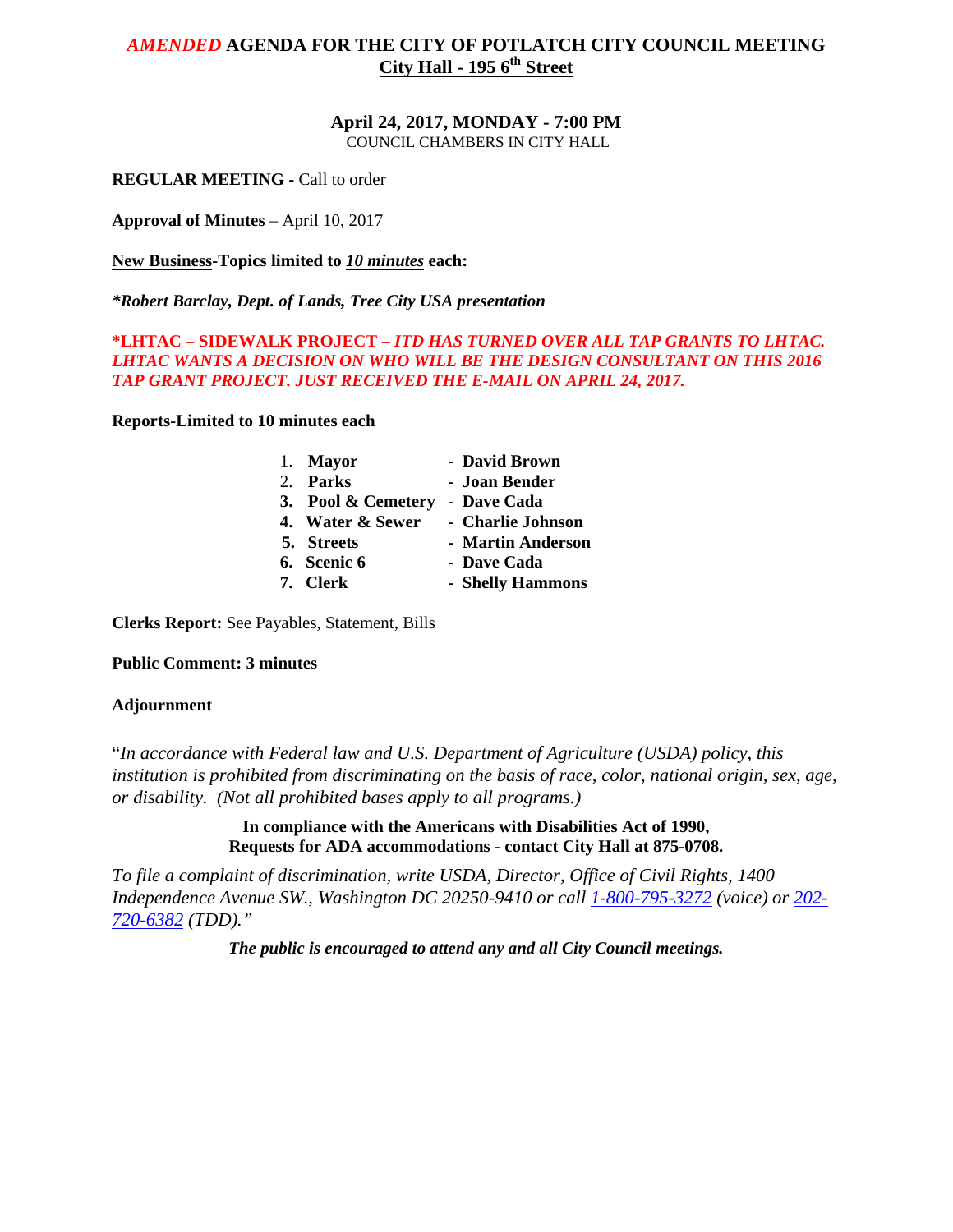# *AMENDED* AGENDA FOR THE CITY OF POTLATCH CITY COUNCIL MEETING
## City Hall - 195 6th Street

**April 24, 2017, MONDAY - 7:00 PM**
COUNCIL CHAMBERS IN CITY HALL

**REGULAR MEETING -** Call to order

**Approval of Minutes** – April 10, 2017

**New Business-Topics limited to *10 minutes* each:**

***Robert Barclay, Dept. of Lands, Tree City USA presentation***

**\*LHTAC – SIDEWALK PROJECT –** ***ITD HAS TURNED OVER ALL TAP GRANTS TO LHTAC. LHTAC WANTS A DECISION ON WHO WILL BE THE DESIGN CONSULTANT ON THIS 2016 TAP GRANT PROJECT. JUST RECEIVED THE E-MAIL ON APRIL 24, 2017.***

**Reports-Limited to 10 minutes each**

1. **Mayor** - **David Brown**
2. **Parks** - **Joan Bender**
3. **Pool & Cemetery** - **Dave Cada**
4. **Water & Sewer** - **Charlie Johnson**
5. **Streets** - **Martin Anderson**
6. **Scenic 6** - **Dave Cada**
7. **Clerk** - **Shelly Hammons**

**Clerks Report:** See Payables, Statement, Bills

**Public Comment: 3 minutes**

**Adjournment**

"*In accordance with Federal law and U.S. Department of Agriculture (USDA) policy, this institution is prohibited from discriminating on the basis of race, color, national origin, sex, age, or disability. (Not all prohibited bases apply to all programs.)*

**In compliance with the Americans with Disabilities Act of 1990, Requests for ADA accommodations - contact City Hall at 875-0708.**

*To file a complaint of discrimination, write USDA, Director, Office of Civil Rights, 1400 Independence Avenue SW., Washington DC 20250-9410 or call 1-800-795-3272 (voice) or 202-720-6382 (TDD)."*

***The public is encouraged to attend any and all City Council meetings.***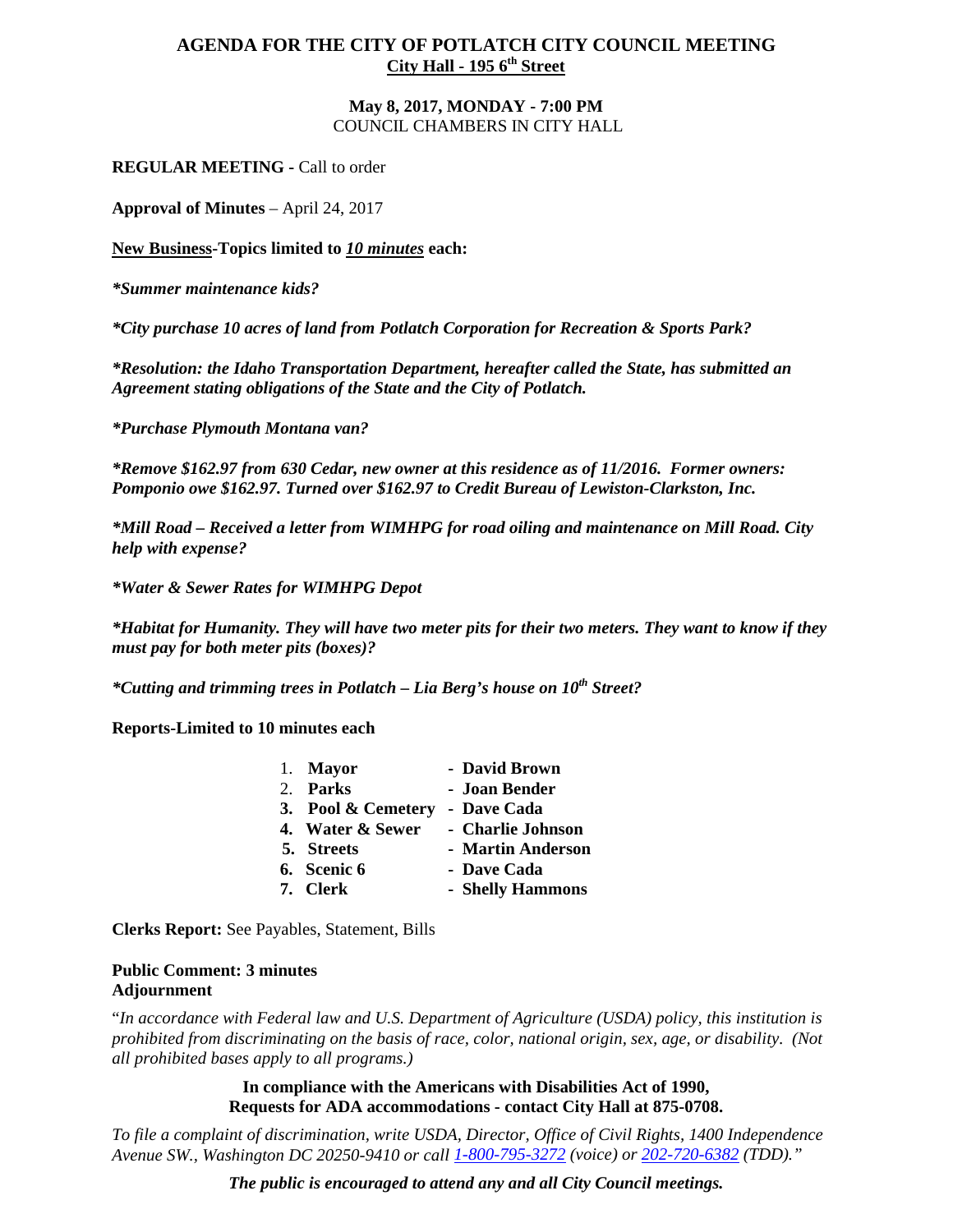# AGENDA FOR THE CITY OF POTLATCH CITY COUNCIL MEETING

**City Hall - 195 6th Street**

**May 8, 2017, MONDAY - 7:00 PM**
COUNCIL CHAMBERS IN CITY HALL

**REGULAR MEETING -** Call to order

**Approval of Minutes** – April 24, 2017

**New Business-Topics limited to *10 minutes* each:**

***Summer maintenance kids?***

***City purchase 10 acres of land from Potlatch Corporation for Recreation & Sports Park?***

***Resolution: the Idaho Transportation Department, hereafter called the State, has submitted an Agreement stating obligations of the State and the City of Potlatch.***

***Purchase Plymouth Montana van?***

***Remove $162.97 from 630 Cedar, new owner at this residence as of 11/2016. Former owners: Pomponio owe $162.97. Turned over $162.97 to Credit Bureau of Lewiston-Clarkston, Inc.***

***Mill Road – Received a letter from WIMHPG for road oiling and maintenance on Mill Road. City help with expense?***

***Water & Sewer Rates for WIMHPG Depot***

***Habitat for Humanity. They will have two meter pits for their two meters. They want to know if they must pay for both meter pits (boxes)?***

***Cutting and trimming trees in Potlatch – Lia Berg's house on 10th Street?***

**Reports-Limited to 10 minutes each**

1. **Mayor** - **David Brown**
2. **Parks** - **Joan Bender**
3. **Pool & Cemetery** - **Dave Cada**
4. **Water & Sewer** - **Charlie Johnson**
5. **Streets** - **Martin Anderson**
6. **Scenic 6** - **Dave Cada**
7. **Clerk** - **Shelly Hammons**

**Clerks Report:** See Payables, Statement, Bills

**Public Comment: 3 minutes**
**Adjournment**

"*In accordance with Federal law and U.S. Department of Agriculture (USDA) policy, this institution is prohibited from discriminating on the basis of race, color, national origin, sex, age, or disability. (Not all prohibited bases apply to all programs.)*

**In compliance with the Americans with Disabilities Act of 1990, Requests for ADA accommodations - contact City Hall at 875-0708.**

*To file a complaint of discrimination, write USDA, Director, Office of Civil Rights, 1400 Independence Avenue SW., Washington DC 20250-9410 or call 1-800-795-3272 (voice) or 202-720-6382 (TDD)."*

***The public is encouraged to attend any and all City Council meetings.***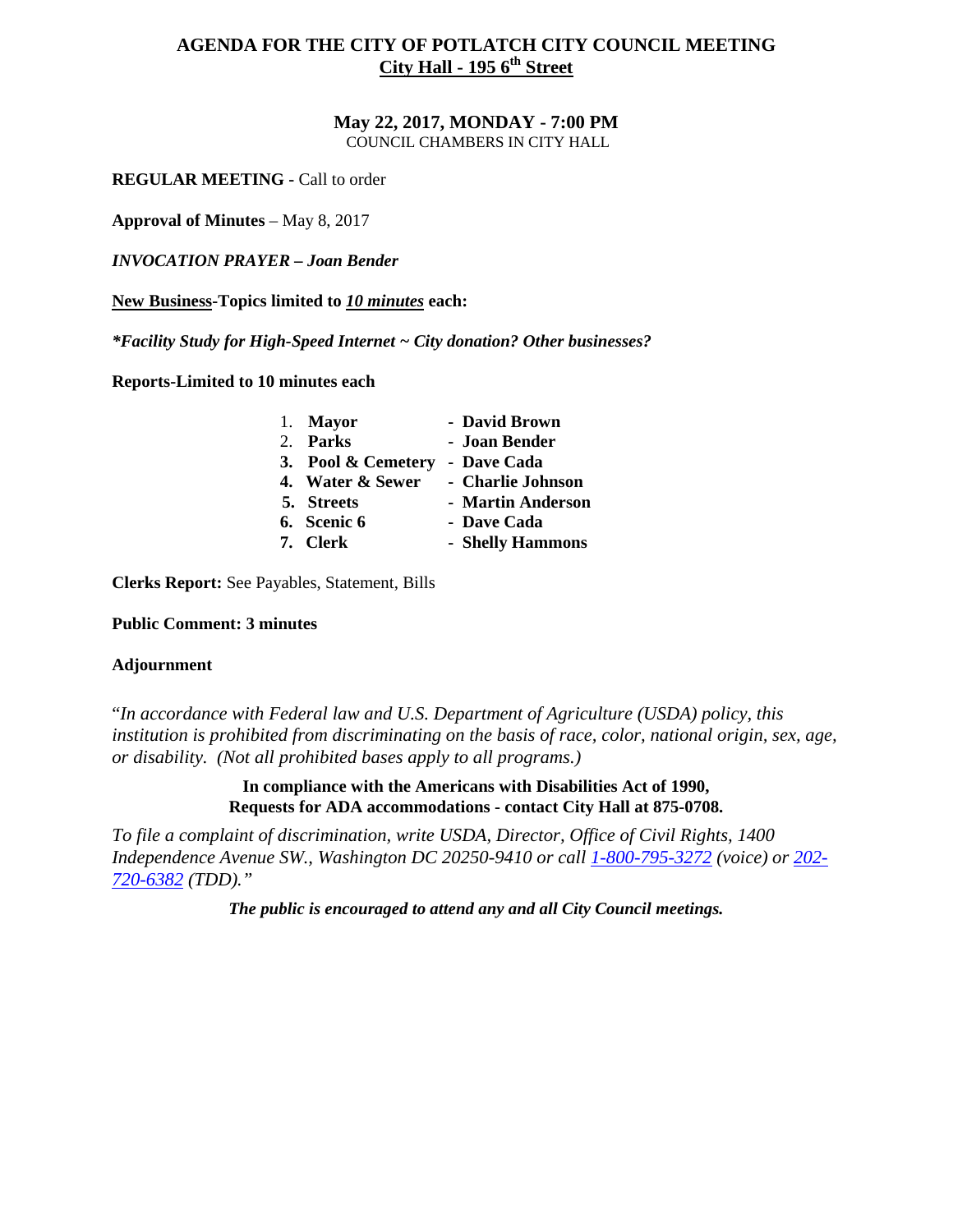# AGENDA FOR THE CITY OF POTLATCH CITY COUNCIL MEETING
## City Hall - 195 6th Street

**May 22, 2017, MONDAY - 7:00 PM**
COUNCIL CHAMBERS IN CITY HALL

**REGULAR MEETING** - Call to order

**Approval of Minutes** – May 8, 2017

***INVOCATION PRAYER – Joan Bender***

**New Business-Topics limited to *10 minutes* each:**

***Facility Study for High-Speed Internet ~ City donation? Other businesses?**

**Reports-Limited to 10 minutes each**

1. **Mayor** - **David Brown**
2. **Parks** - **Joan Bender**
3. **Pool & Cemetery** - **Dave Cada**
4. **Water & Sewer** - **Charlie Johnson**
5. **Streets** - **Martin Anderson**
6. **Scenic 6** - **Dave Cada**
7. **Clerk** - **Shelly Hammons**

**Clerks Report:** See Payables, Statement, Bills

**Public Comment: 3 minutes**

**Adjournment**

"*In accordance with Federal law and U.S. Department of Agriculture (USDA) policy, this institution is prohibited from discriminating on the basis of race, color, national origin, sex, age, or disability. (Not all prohibited bases apply to all programs.)*

**In compliance with the Americans with Disabilities Act of 1990, Requests for ADA accommodations - contact City Hall at 875-0708.**

*To file a complaint of discrimination, write USDA, Director, Office of Civil Rights, 1400 Independence Avenue SW., Washington DC 20250-9410 or call 1-800-795-3272 (voice) or 202-720-6382 (TDD)."*

***The public is encouraged to attend any and all City Council meetings.***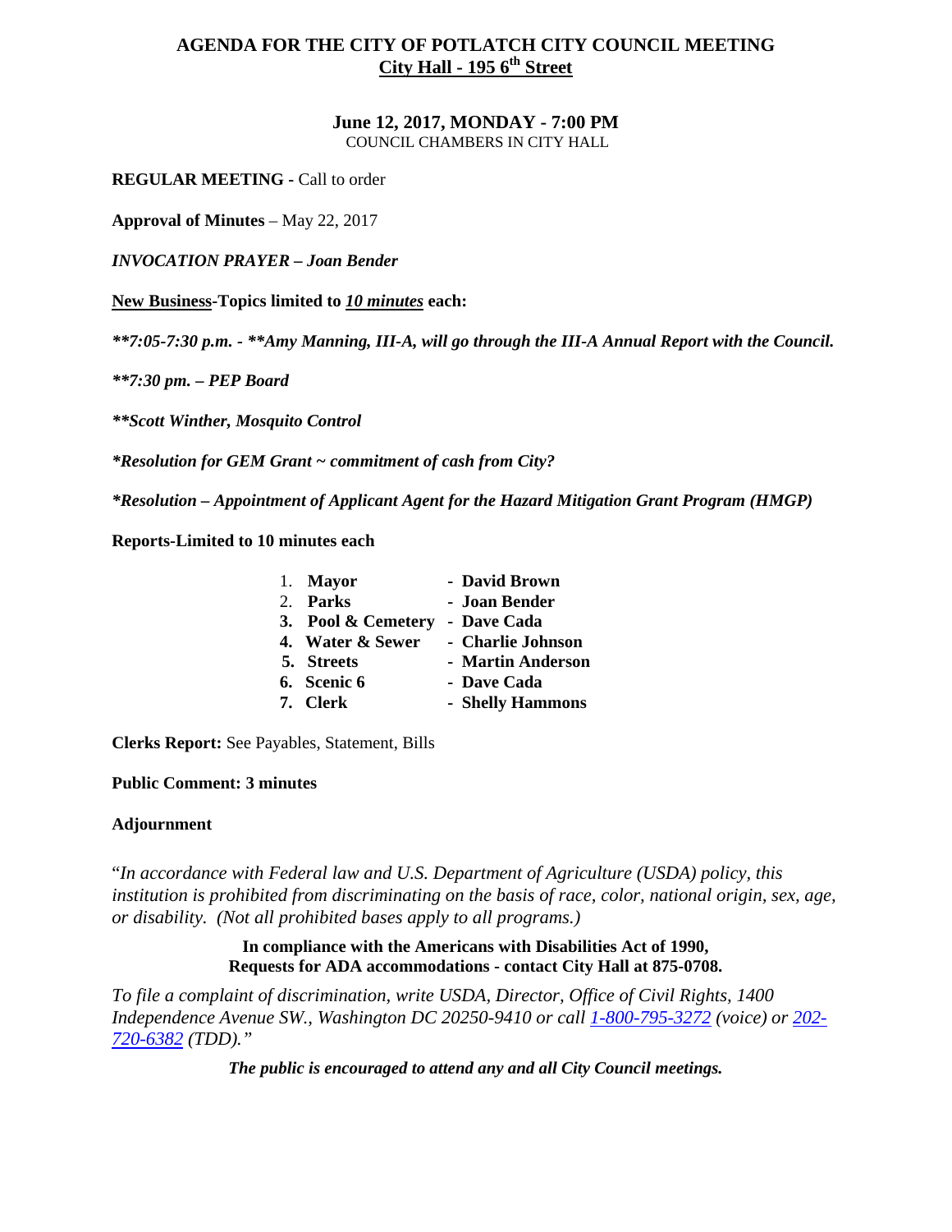# AGENDA FOR THE CITY OF POTLATCH CITY COUNCIL MEETING

## City Hall - 195 6th Street

**June 12, 2017, MONDAY - 7:00 PM**
COUNCIL CHAMBERS IN CITY HALL

**REGULAR MEETING** - Call to order

**Approval of Minutes** – May 22, 2017

***INVOCATION PRAYER – Joan Bender***

**New Business-Topics limited to *10 minutes* each:**

***\*\*7:05-7:30 p.m. - \*\*Amy Manning, III-A, will go through the III-A Annual Report with the Council.***

***\*\*7:30 pm. – PEP Board***

***\*\*Scott Winther, Mosquito Control***

***\*Resolution for GEM Grant ~ commitment of cash from City?***

***\*Resolution – Appointment of Applicant Agent for the Hazard Mitigation Grant Program (HMGP)***

**Reports-Limited to 10 minutes each**

1. **Mayor** - **David Brown**
2. **Parks** - **Joan Bender**
3. **Pool & Cemetery** - **Dave Cada**
4. **Water & Sewer** - **Charlie Johnson**
5. **Streets** - **Martin Anderson**
6. **Scenic 6** - **Dave Cada**
7. **Clerk** - **Shelly Hammons**

**Clerks Report:** See Payables, Statement, Bills

**Public Comment: 3 minutes**

**Adjournment**

"*In accordance with Federal law and U.S. Department of Agriculture (USDA) policy, this institution is prohibited from discriminating on the basis of race, color, national origin, sex, age, or disability. (Not all prohibited bases apply to all programs.)*

**In compliance with the Americans with Disabilities Act of 1990,
Requests for ADA accommodations - contact City Hall at 875-0708.**

*To file a complaint of discrimination, write USDA, Director, Office of Civil Rights, 1400 Independence Avenue SW., Washington DC 20250-9410 or call 1-800-795-3272 (voice) or 202-720-6382 (TDD)."*

***The public is encouraged to attend any and all City Council meetings.***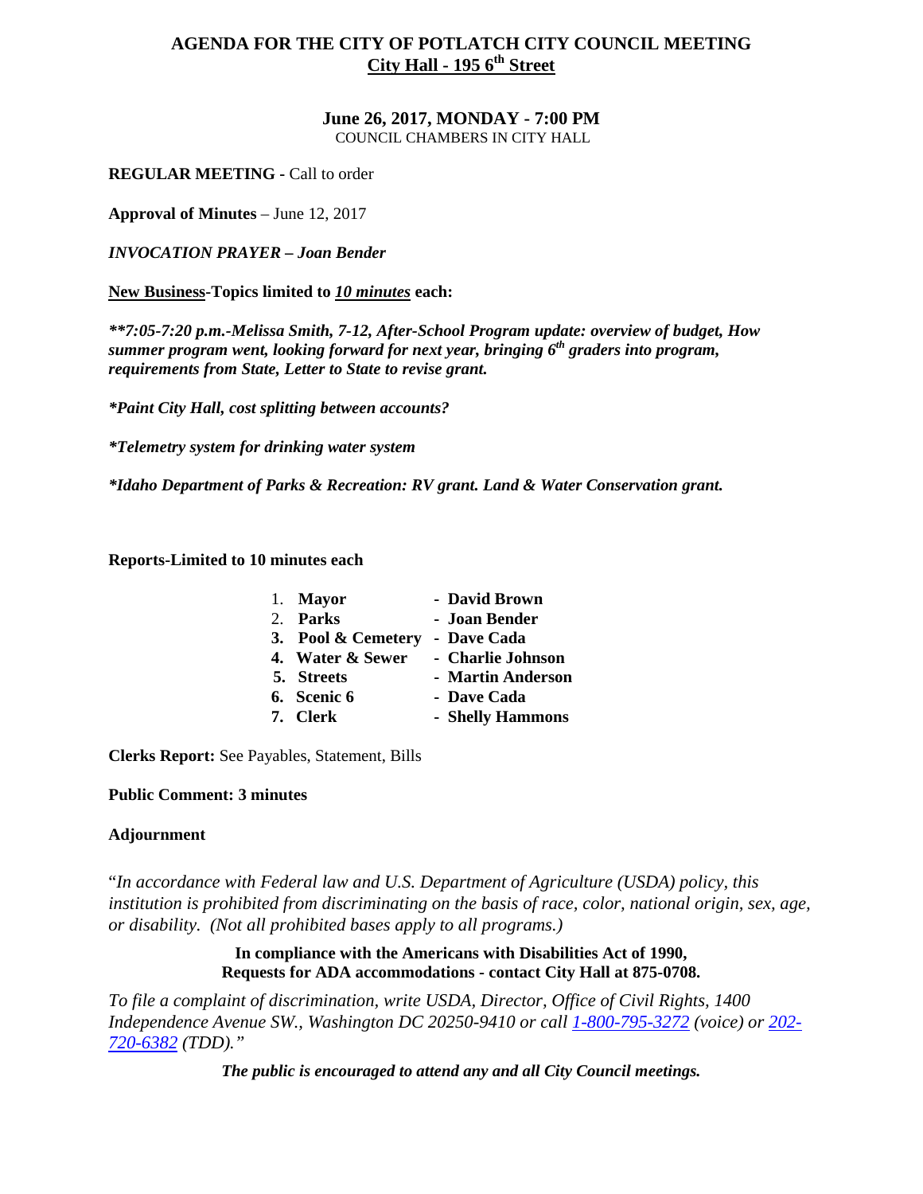# AGENDA FOR THE CITY OF POTLATCH CITY COUNCIL MEETING

## City Hall - 195 6th Street

### June 26, 2017, MONDAY - 7:00 PM

COUNCIL CHAMBERS IN CITY HALL

**REGULAR MEETING -** Call to order

**Approval of Minutes** – June 12, 2017

***INVOCATION PRAYER – Joan Bender***

**New Business-Topics limited to *10 minutes* each:**

***\*\*7:05-7:20 p.m.-Melissa Smith, 7-12, After-School Program update: overview of budget, How summer program went, looking forward for next year, bringing 6th graders into program, requirements from State, Letter to State to revise grant.***

***\*Paint City Hall, cost splitting between accounts?***

***\*Telemetry system for drinking water system***

***\*Idaho Department of Parks & Recreation: RV grant. Land & Water Conservation grant.***

**Reports-Limited to 10 minutes each**

1. **Mayor** - **David Brown**
2. **Parks** - **Joan Bender**
3. **Pool & Cemetery** - **Dave Cada**
4. **Water & Sewer** - **Charlie Johnson**
5. **Streets** - **Martin Anderson**
6. **Scenic 6** - **Dave Cada**
7. **Clerk** - **Shelly Hammons**

**Clerks Report:** See Payables, Statement, Bills

**Public Comment: 3 minutes**

**Adjournment**

"*In accordance with Federal law and U.S. Department of Agriculture (USDA) policy, this institution is prohibited from discriminating on the basis of race, color, national origin, sex, age, or disability. (Not all prohibited bases apply to all programs.)*

**In compliance with the Americans with Disabilities Act of 1990, Requests for ADA accommodations - contact City Hall at 875-0708.**

*To file a complaint of discrimination, write USDA, Director, Office of Civil Rights, 1400 Independence Avenue SW., Washington DC 20250-9410 or call 1-800-795-3272 (voice) or 202-720-6382 (TDD)."*

***The public is encouraged to attend any and all City Council meetings.***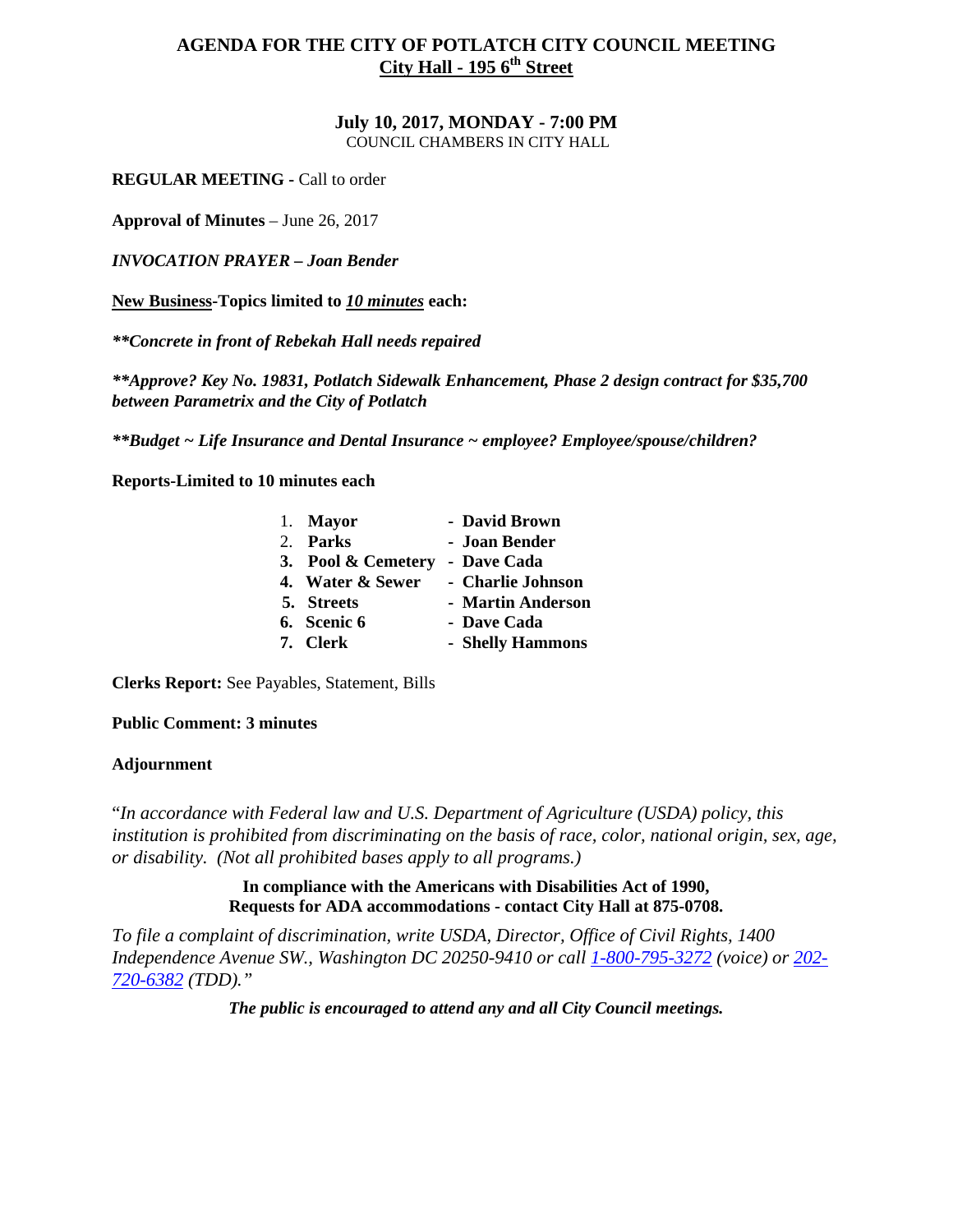# AGENDA FOR THE CITY OF POTLATCH CITY COUNCIL MEETING
## City Hall - 195 6th Street

**July 10, 2017, MONDAY - 7:00 PM**
COUNCIL CHAMBERS IN CITY HALL

**REGULAR MEETING** - Call to order

**Approval of Minutes** – June 26, 2017

***INVOCATION PRAYER – Joan Bender***

**New Business-Topics limited to *10 minutes* each:**

***\*\*Concrete in front of Rebekah Hall needs repaired***

***\*\*Approve? Key No. 19831, Potlatch Sidewalk Enhancement, Phase 2 design contract for $35,700 between Parametrix and the City of Potlatch***

***\*\*Budget ~ Life Insurance and Dental Insurance ~ employee? Employee/spouse/children?***

**Reports-Limited to 10 minutes each**

1. **Mayor** - **David Brown**
2. **Parks** - **Joan Bender**
3. **Pool & Cemetery** - **Dave Cada**
4. **Water & Sewer** - **Charlie Johnson**
5. **Streets** - **Martin Anderson**
6. **Scenic 6** - **Dave Cada**
7. **Clerk** - **Shelly Hammons**

**Clerks Report:** See Payables, Statement, Bills

**Public Comment: 3 minutes**

**Adjournment**

"*In accordance with Federal law and U.S. Department of Agriculture (USDA) policy, this institution is prohibited from discriminating on the basis of race, color, national origin, sex, age, or disability. (Not all prohibited bases apply to all programs.)*

**In compliance with the Americans with Disabilities Act of 1990, Requests for ADA accommodations - contact City Hall at 875-0708.**

*To file a complaint of discrimination, write USDA, Director, Office of Civil Rights, 1400 Independence Avenue SW., Washington DC 20250-9410 or call 1-800-795-3272 (voice) or 202-720-6382 (TDD)."*

***The public is encouraged to attend any and all City Council meetings.***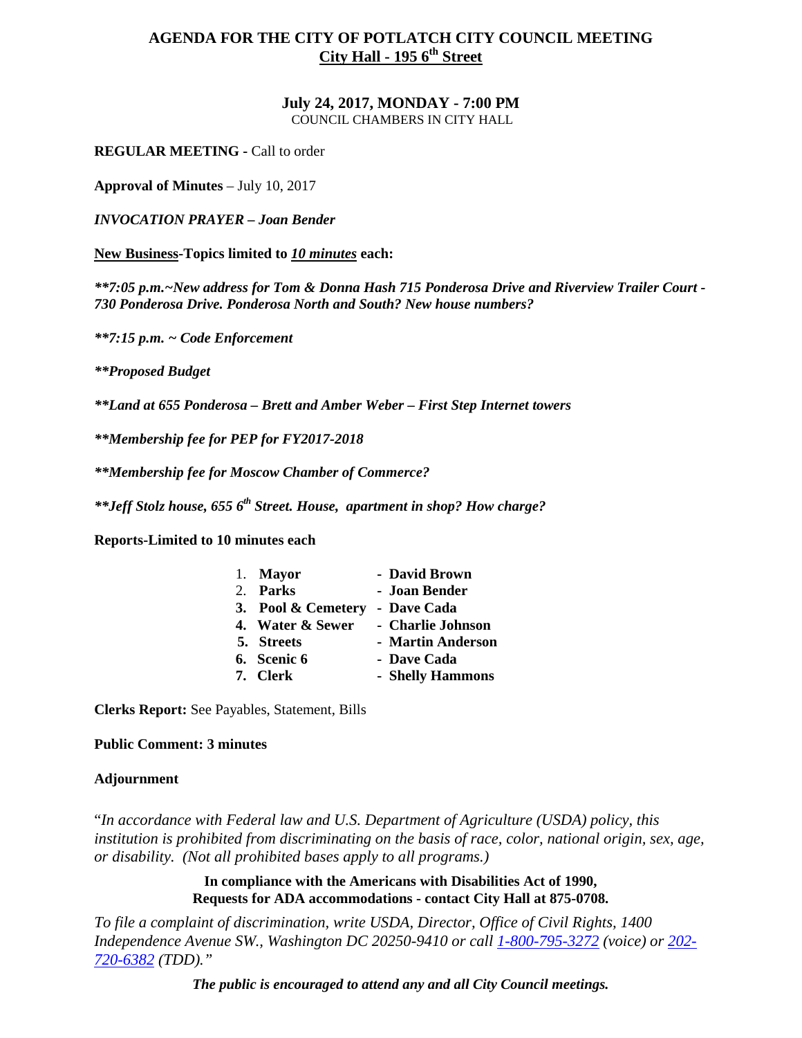# AGENDA FOR THE CITY OF POTLATCH CITY COUNCIL MEETING

## City Hall - 195 6th Street

### July 24, 2017, MONDAY - 7:00 PM

COUNCIL CHAMBERS IN CITY HALL

**REGULAR MEETING** - Call to order

**Approval of Minutes** – July 10, 2017

***INVOCATION PRAYER – Joan Bender***

**New Business-Topics limited to *10 minutes* each:**

***\*\*7:05 p.m.~New address for Tom & Donna Hash 715 Ponderosa Drive and Riverview Trailer Court - 730 Ponderosa Drive. Ponderosa North and South? New house numbers?***

***\*\*7:15 p.m. ~ Code Enforcement***

***\*\*Proposed Budget***

***\*\*Land at 655 Ponderosa – Brett and Amber Weber – First Step Internet towers***

***\*\*Membership fee for PEP for FY2017-2018***

***\*\*Membership fee for Moscow Chamber of Commerce?***

***\*\*Jeff Stolz house, 655 6th Street. House, apartment in shop? How charge?***

**Reports-Limited to 10 minutes each**

1. **Mayor** - **David Brown**
2. **Parks** - **Joan Bender**
3. **Pool & Cemetery** - **Dave Cada**
4. **Water & Sewer** - **Charlie Johnson**
5. **Streets** - **Martin Anderson**
6. **Scenic 6** - **Dave Cada**
7. **Clerk** - **Shelly Hammons**

**Clerks Report:** See Payables, Statement, Bills

**Public Comment: 3 minutes**

**Adjournment**

"*In accordance with Federal law and U.S. Department of Agriculture (USDA) policy, this institution is prohibited from discriminating on the basis of race, color, national origin, sex, age, or disability. (Not all prohibited bases apply to all programs.)*

**In compliance with the Americans with Disabilities Act of 1990, Requests for ADA accommodations - contact City Hall at 875-0708.**

*To file a complaint of discrimination, write USDA, Director, Office of Civil Rights, 1400 Independence Avenue SW., Washington DC 20250-9410 or call 1-800-795-3272 (voice) or 202-720-6382 (TDD)."*

***The public is encouraged to attend any and all City Council meetings.***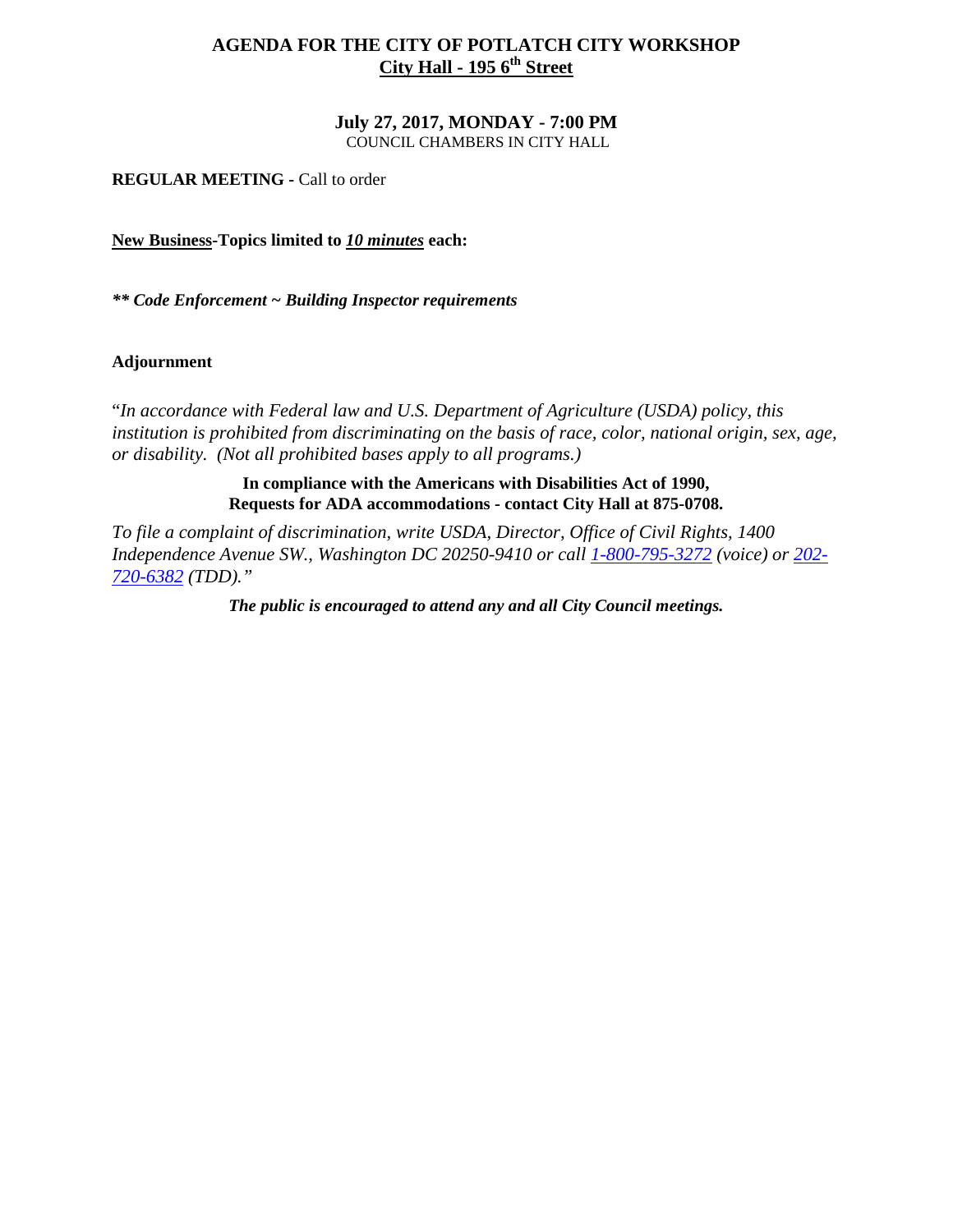# AGENDA FOR THE CITY OF POTLATCH CITY WORKSHOP

## City Hall - 195 6th Street

**July 27, 2017, MONDAY - 7:00 PM**

COUNCIL CHAMBERS IN CITY HALL

**REGULAR MEETING -** Call to order

**New Business-Topics limited to *10 minutes* each:**

***** Code Enforcement ~ Building Inspector requirements***

**Adjournment**

"*In accordance with Federal law and U.S. Department of Agriculture (USDA) policy, this institution is prohibited from discriminating on the basis of race, color, national origin, sex, age, or disability. (Not all prohibited bases apply to all programs.)*

**In compliance with the Americans with Disabilities Act of 1990, Requests for ADA accommodations - contact City Hall at 875-0708.**

*To file a complaint of discrimination, write USDA, Director, Office of Civil Rights, 1400 Independence Avenue SW., Washington DC 20250-9410 or call 1-800-795-3272 (voice) or 202-720-6382 (TDD)."*

***The public is encouraged to attend any and all City Council meetings.***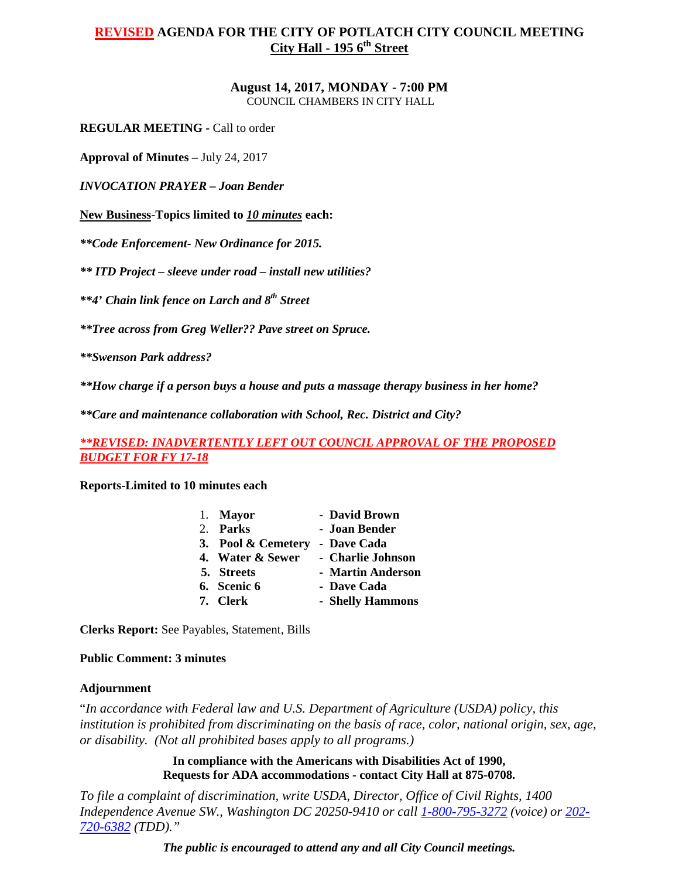# **REVISED** AGENDA FOR THE CITY OF POTLATCH CITY COUNCIL MEETING

## City Hall - 195 6th Street

**August 14, 2017, MONDAY - 7:00 PM**
COUNCIL CHAMBERS IN CITY HALL

**REGULAR MEETING** - Call to order

**Approval of Minutes** – July 24, 2017

***INVOCATION PRAYER – Joan Bender***

**New Business-Topics limited to *10 minutes* each:**

***\*\*Code Enforcement- New Ordinance for 2015.***

***\*\* ITD Project – sleeve under road – install new utilities?***

***\*\*4' Chain link fence on Larch and 8th Street***

***\*\*Tree across from Greg Weller?? Pave street on Spruce.***

***\*\*Swenson Park address?***

***\*\*How charge if a person buys a house and puts a massage therapy business in her home?***

***\*\*Care and maintenance collaboration with School, Rec. District and City?***

***\*\*REVISED: INADVERTENTLY LEFT OUT COUNCIL APPROVAL OF THE PROPOSED BUDGET FOR FY 17-18***

**Reports-Limited to 10 minutes each**

1. **Mayor** - **David Brown**
2. **Parks** - **Joan Bender**
3. **Pool & Cemetery** - **Dave Cada**
4. **Water & Sewer** - **Charlie Johnson**
5. **Streets** - **Martin Anderson**
6. **Scenic 6** - **Dave Cada**
7. **Clerk** - **Shelly Hammons**

**Clerks Report:** See Payables, Statement, Bills

**Public Comment: 3 minutes**

**Adjournment**

"*In accordance with Federal law and U.S. Department of Agriculture (USDA) policy, this institution is prohibited from discriminating on the basis of race, color, national origin, sex, age, or disability. (Not all prohibited bases apply to all programs.)*

**In compliance with the Americans with Disabilities Act of 1990,**
**Requests for ADA accommodations - contact City Hall at 875-0708.**

*To file a complaint of discrimination, write USDA, Director, Office of Civil Rights, 1400 Independence Avenue SW., Washington DC 20250-9410 or call 1-800-795-3272 (voice) or 202-720-6382 (TDD)."*

***The public is encouraged to attend any and all City Council meetings.***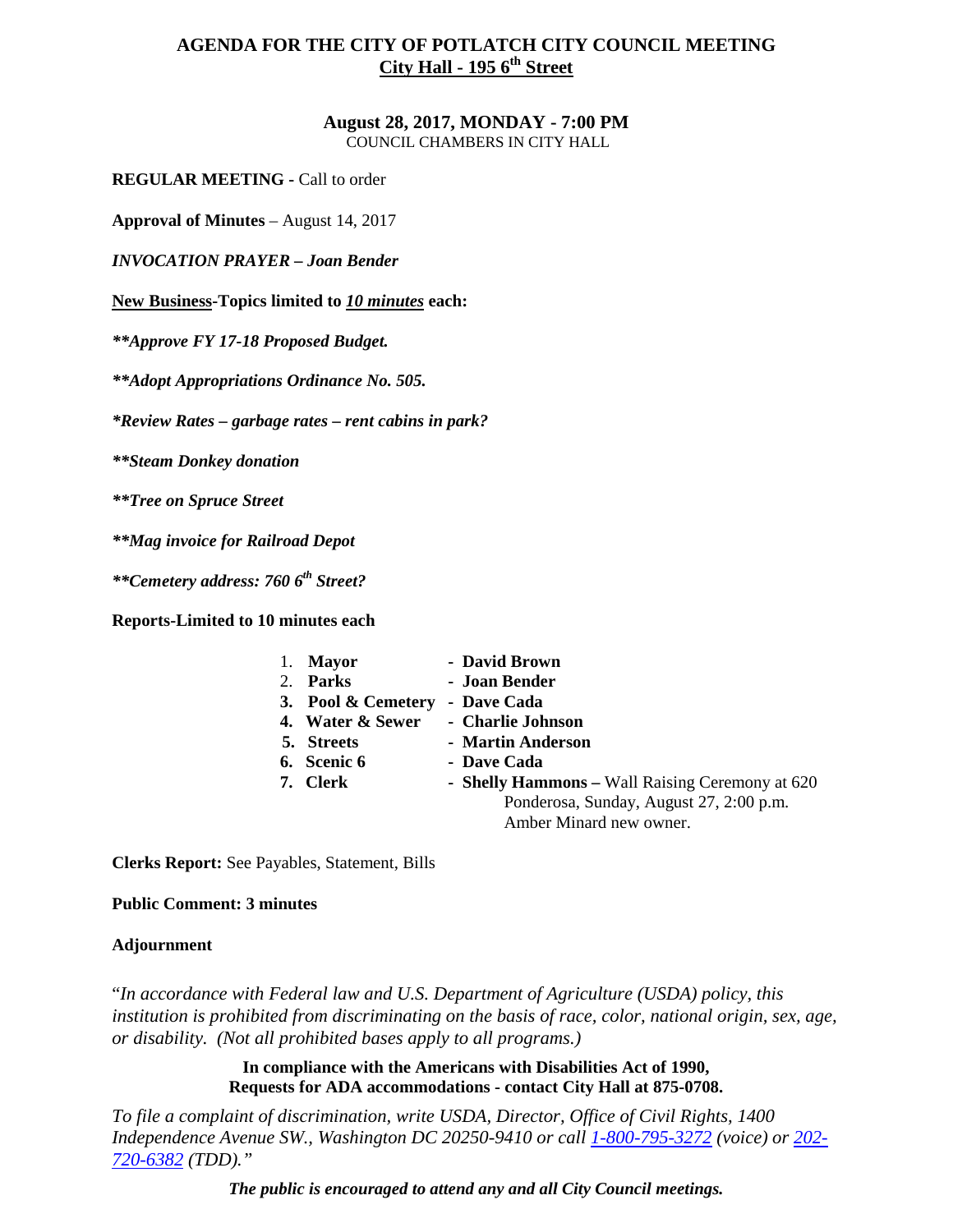# AGENDA FOR THE CITY OF POTLATCH CITY COUNCIL MEETING

## City Hall - 195 6th Street

**August 28, 2017, MONDAY - 7:00 PM**
COUNCIL CHAMBERS IN CITY HALL

**REGULAR MEETING -** Call to order

**Approval of Minutes** – August 14, 2017

***INVOCATION PRAYER – Joan Bender***

**New Business-Topics limited to *10 minutes* each:**

***\*\*Approve FY 17-18 Proposed Budget.***

***\*\*Adopt Appropriations Ordinance No. 505.***

***\*Review Rates – garbage rates – rent cabins in park?***

***\*\*Steam Donkey donation***

***\*\*Tree on Spruce Street***

***\*\*Mag invoice for Railroad Depot***

***\*\*Cemetery address: 760 6th Street?***

**Reports-Limited to 10 minutes each**

1. **Mayor** - **David Brown**
2. **Parks** - **Joan Bender**
3. **Pool & Cemetery** - **Dave Cada**
4. **Water & Sewer** - **Charlie Johnson**
5. **Streets** - **Martin Anderson**
6. **Scenic 6** - **Dave Cada**
7. **Clerk** - **Shelly Hammons –** Wall Raising Ceremony at 620 Ponderosa, Sunday, August 27, 2:00 p.m. Amber Minard new owner.

**Clerks Report:** See Payables, Statement, Bills

**Public Comment: 3 minutes**

**Adjournment**

"*In accordance with Federal law and U.S. Department of Agriculture (USDA) policy, this institution is prohibited from discriminating on the basis of race, color, national origin, sex, age, or disability. (Not all prohibited bases apply to all programs.)*

**In compliance with the Americans with Disabilities Act of 1990,
Requests for ADA accommodations - contact City Hall at 875-0708.**

*To file a complaint of discrimination, write USDA, Director, Office of Civil Rights, 1400 Independence Avenue SW., Washington DC 20250-9410 or call 1-800-795-3272 (voice) or 202-720-6382 (TDD)."*

***The public is encouraged to attend any and all City Council meetings.***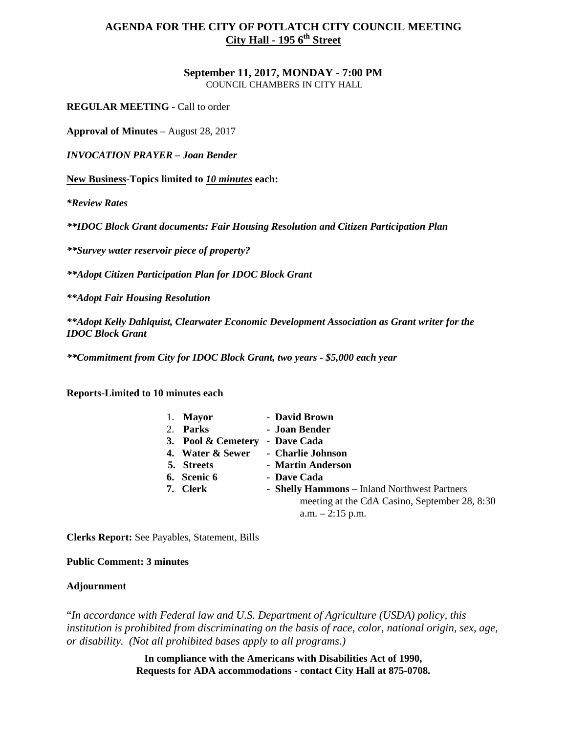# AGENDA FOR THE CITY OF POTLATCH CITY COUNCIL MEETING
## City Hall - 195 6th Street

**September 11, 2017, MONDAY - 7:00 PM**
COUNCIL CHAMBERS IN CITY HALL

**REGULAR MEETING -** Call to order

**Approval of Minutes** – August 28, 2017

***INVOCATION PRAYER – Joan Bender***

**New Business-Topics limited to *10 minutes* each:**

***\*Review Rates***

***\*\*IDOC Block Grant documents: Fair Housing Resolution and Citizen Participation Plan***

***\*\*Survey water reservoir piece of property?***

***\*\*Adopt Citizen Participation Plan for IDOC Block Grant***

***\*\*Adopt Fair Housing Resolution***

***\*\*Adopt Kelly Dahlquist, Clearwater Economic Development Association as Grant writer for the IDOC Block Grant***

***\*\*Commitment from City for IDOC Block Grant, two years - $5,000 each year***

**Reports-Limited to 10 minutes each**

1. **Mayor** - **David Brown**
2. **Parks** - **Joan Bender**
3. **Pool & Cemetery** - **Dave Cada**
4. **Water & Sewer** - **Charlie Johnson**
5. **Streets** - **Martin Anderson**
6. **Scenic 6** - **Dave Cada**
7. **Clerk** - **Shelly Hammons –** Inland Northwest Partners meeting at the CdA Casino, September 28, 8:30 a.m. – 2:15 p.m.

**Clerks Report:** See Payables, Statement, Bills

**Public Comment: 3 minutes**

**Adjournment**

"*In accordance with Federal law and U.S. Department of Agriculture (USDA) policy, this institution is prohibited from discriminating on the basis of race, color, national origin, sex, age, or disability. (Not all prohibited bases apply to all programs.)*

**In compliance with the Americans with Disabilities Act of 1990,**
**Requests for ADA accommodations - contact City Hall at 875-0708.**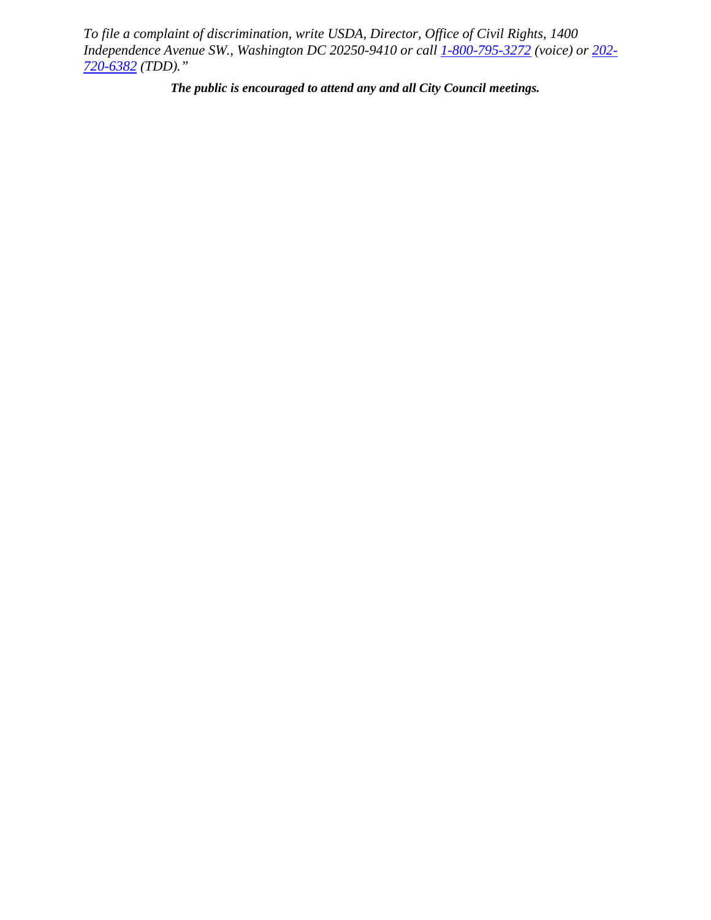*To file a complaint of discrimination, write USDA, Director, Office of Civil Rights, 1400 Independence Avenue SW., Washington DC 20250-9410 or call 1-800-795-3272 (voice) or 202-720-6382 (TDD)."*

***The public is encouraged to attend any and all City Council meetings.***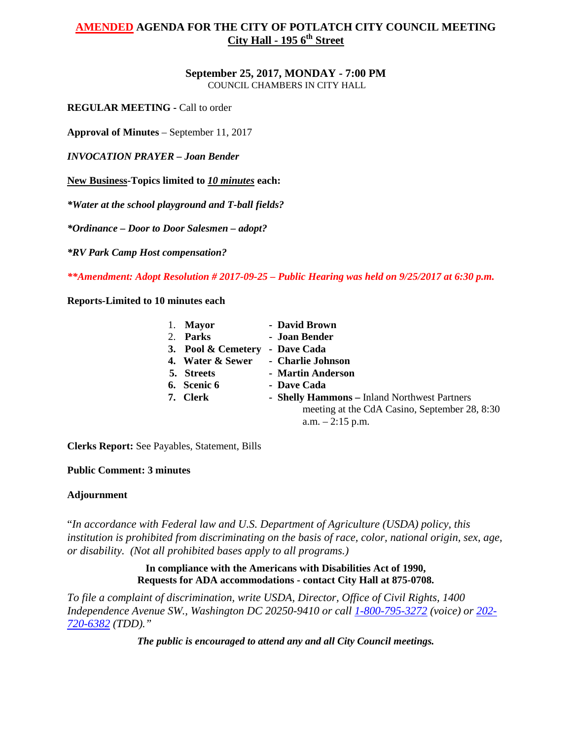# AMENDED AGENDA FOR THE CITY OF POTLATCH CITY COUNCIL MEETING
## City Hall - 195 6th Street

**September 25, 2017, MONDAY - 7:00 PM**
COUNCIL CHAMBERS IN CITY HALL

**REGULAR MEETING -** Call to order

**Approval of Minutes** – September 11, 2017

***INVOCATION PRAYER – Joan Bender***

**New Business-Topics limited to *10 minutes* each:**

***\*Water at the school playground and T-ball fields?***

***\*Ordinance – Door to Door Salesmen – adopt?***

***\*RV Park Camp Host compensation?***

***\*\*Amendment: Adopt Resolution # 2017-09-25 – Public Hearing was held on 9/25/2017 at 6:30 p.m.***

**Reports-Limited to 10 minutes each**

1. **Mayor** - **David Brown**
2. **Parks** - **Joan Bender**
3. **Pool & Cemetery** - **Dave Cada**
4. **Water & Sewer** - **Charlie Johnson**
5. **Streets** - **Martin Anderson**
6. **Scenic 6** - **Dave Cada**
7. **Clerk** - **Shelly Hammons –** Inland Northwest Partners meeting at the CdA Casino, September 28, 8:30 a.m. – 2:15 p.m.

**Clerks Report:** See Payables, Statement, Bills

**Public Comment: 3 minutes**

**Adjournment**

"*In accordance with Federal law and U.S. Department of Agriculture (USDA) policy, this institution is prohibited from discriminating on the basis of race, color, national origin, sex, age, or disability. (Not all prohibited bases apply to all programs.)*

**In compliance with the Americans with Disabilities Act of 1990, Requests for ADA accommodations - contact City Hall at 875-0708.**

*To file a complaint of discrimination, write USDA, Director, Office of Civil Rights, 1400 Independence Avenue SW., Washington DC 20250-9410 or call 1-800-795-3272 (voice) or 202-720-6382 (TDD)."*

***The public is encouraged to attend any and all City Council meetings.***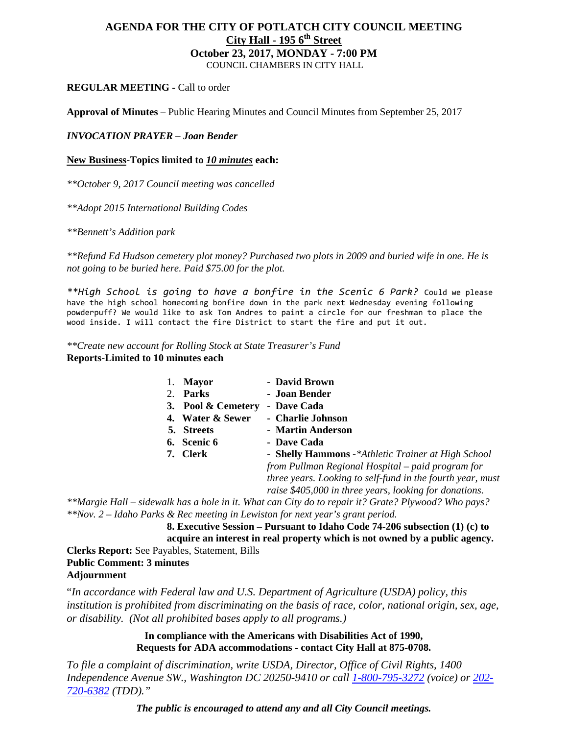# AGENDA FOR THE CITY OF POTLATCH CITY COUNCIL MEETING

## City Hall - 195 6th Street

## October 23, 2017, MONDAY - 7:00 PM

COUNCIL CHAMBERS IN CITY HALL

**REGULAR MEETING -** Call to order

**Approval of Minutes** – Public Hearing Minutes and Council Minutes from September 25, 2017

***INVOCATION PRAYER – Joan Bender***

**New Business-Topics limited to *10 minutes* each:**

*\*\*October 9, 2017 Council meeting was cancelled*

*\*\*Adopt 2015 International Building Codes*

*\*\*Bennett's Addition park*

*\*\*Refund Ed Hudson cemetery plot money? Purchased two plots in 2009 and buried wife in one. He is not going to be buried here. Paid $75.00 for the plot.*

*\*\*High School is going to have a bonfire in the Scenic 6 Park?* Could we please have the high school homecoming bonfire down in the park next Wednesday evening following powderpuff? We would like to ask Tom Andres to paint a circle for our freshman to place the wood inside. I will contact the fire District to start the fire and put it out.

*\*\*Create new account for Rolling Stock at State Treasurer's Fund*

**Reports-Limited to 10 minutes each**

1. **Mayor** - **David Brown**
2. **Parks** - **Joan Bender**
3. **Pool & Cemetery** - **Dave Cada**
4. **Water & Sewer** - **Charlie Johnson**
5. **Streets** - **Martin Anderson**
6. **Scenic 6** - **Dave Cada**
7. **Clerk** - **Shelly Hammons** - *\*Athletic Trainer at High School from Pullman Regional Hospital – paid program for three years. Looking to self-fund in the fourth year, must raise $405,000 in three years, looking for donations.*

*\*\*Margie Hall – sidewalk has a hole in it. What can City do to repair it? Grate? Plywood? Who pays?*
*\*\*Nov. 2 – Idaho Parks & Rec meeting in Lewiston for next year's grant period.*

8. **Executive Session – Pursuant to Idaho Code 74-206 subsection (1) (c) to acquire an interest in real property which is not owned by a public agency.**

**Clerks Report:** See Payables, Statement, Bills
**Public Comment: 3 minutes**
**Adjournment**

"*In accordance with Federal law and U.S. Department of Agriculture (USDA) policy, this institution is prohibited from discriminating on the basis of race, color, national origin, sex, age, or disability. (Not all prohibited bases apply to all programs.)*

**In compliance with the Americans with Disabilities Act of 1990, Requests for ADA accommodations - contact City Hall at 875-0708.**

*To file a complaint of discrimination, write USDA, Director, Office of Civil Rights, 1400 Independence Avenue SW., Washington DC 20250-9410 or call 1-800-795-3272 (voice) or 202-720-6382 (TDD)."*

***The public is encouraged to attend any and all City Council meetings.***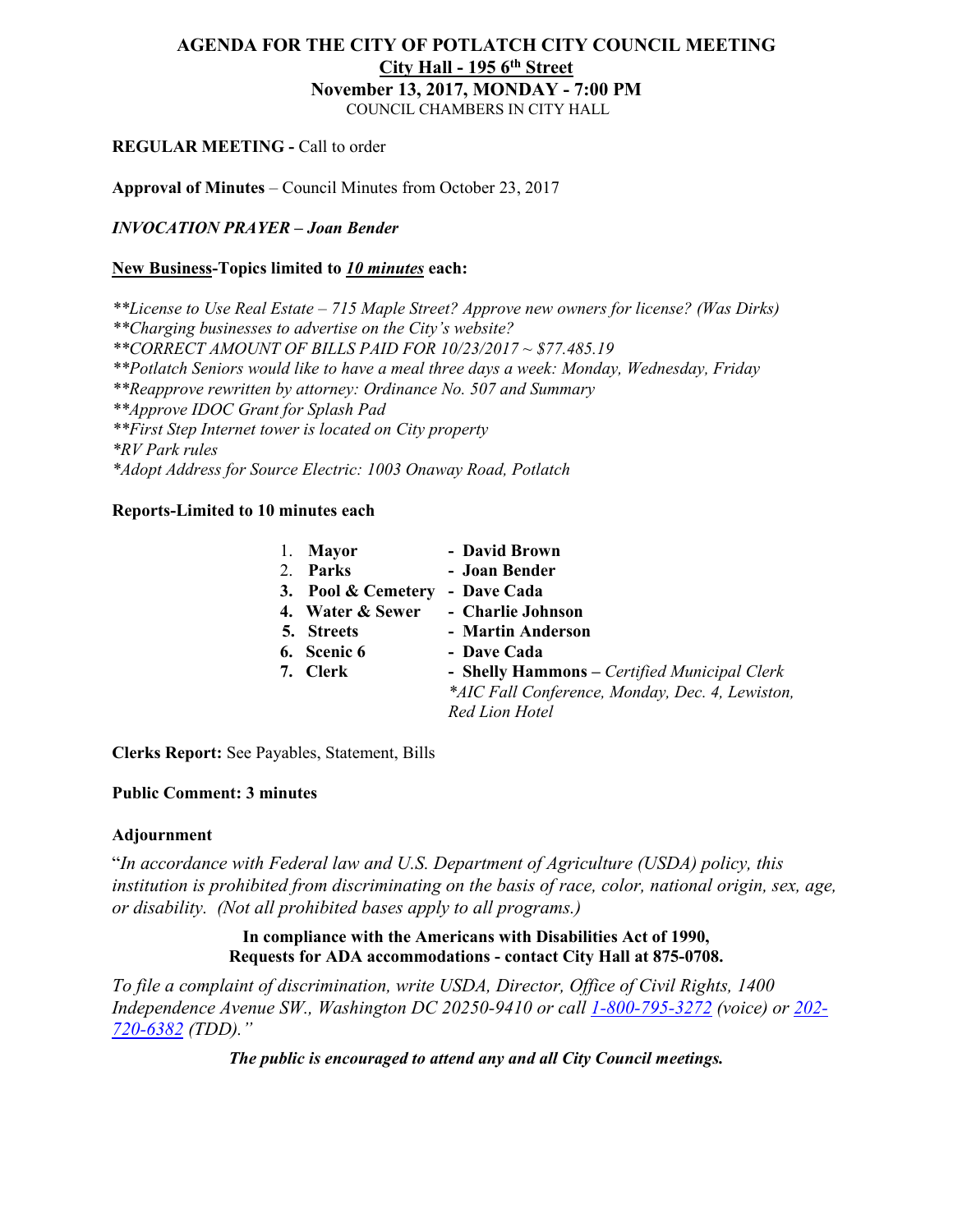# AGENDA FOR THE CITY OF POTLATCH CITY COUNCIL MEETING

**City Hall - 195 6th Street**

**November 13, 2017, MONDAY - 7:00 PM**

COUNCIL CHAMBERS IN CITY HALL

**REGULAR MEETING -** Call to order

**Approval of Minutes** – Council Minutes from October 23, 2017

***INVOCATION PRAYER – Joan Bender***

**New Business-Topics limited to *10 minutes* each:**

*\*\*License to Use Real Estate – 715 Maple Street? Approve new owners for license? (Was Dirks)*
*\*\*Charging businesses to advertise on the City's website?*
*\*\*CORRECT AMOUNT OF BILLS PAID FOR 10/23/2017 ~ $77.485.19*
*\*\*Potlatch Seniors would like to have a meal three days a week: Monday, Wednesday, Friday*
*\*\*Reapprove rewritten by attorney: Ordinance No. 507 and Summary*
*\*\*Approve IDOC Grant for Splash Pad*
*\*\*First Step Internet tower is located on City property*
*\*RV Park rules*
*\*Adopt Address for Source Electric: 1003 Onaway Road, Potlatch*

**Reports-Limited to 10 minutes each**

1. **Mayor** - **David Brown**
2. **Parks** - **Joan Bender**
3. **Pool & Cemetery** - **Dave Cada**
4. **Water & Sewer** - **Charlie Johnson**
5. **Streets** - **Martin Anderson**
6. **Scenic 6** - **Dave Cada**
7. **Clerk** - **Shelly Hammons** – *Certified Municipal Clerk*
   *\*AIC Fall Conference, Monday, Dec. 4, Lewiston, Red Lion Hotel*

**Clerks Report:** See Payables, Statement, Bills

**Public Comment: 3 minutes**

**Adjournment**

"*In accordance with Federal law and U.S. Department of Agriculture (USDA) policy, this institution is prohibited from discriminating on the basis of race, color, national origin, sex, age, or disability. (Not all prohibited bases apply to all programs.)*

**In compliance with the Americans with Disabilities Act of 1990, Requests for ADA accommodations - contact City Hall at 875-0708.**

*To file a complaint of discrimination, write USDA, Director, Office of Civil Rights, 1400 Independence Avenue SW., Washington DC 20250-9410 or call 1-800-795-3272 (voice) or 202-720-6382 (TDD)."*

***The public is encouraged to attend any and all City Council meetings.***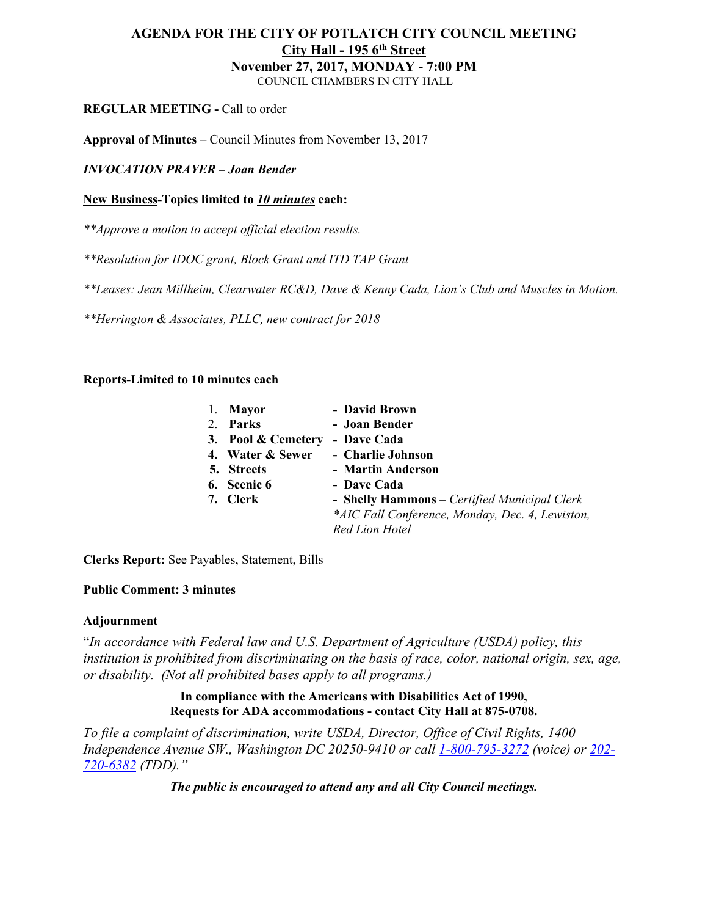# AGENDA FOR THE CITY OF POTLATCH CITY COUNCIL MEETING

**City Hall - 195 6th Street**

**November 27, 2017, MONDAY - 7:00 PM**

COUNCIL CHAMBERS IN CITY HALL

**REGULAR MEETING -** Call to order

**Approval of Minutes** – Council Minutes from November 13, 2017

***INVOCATION PRAYER – Joan Bender***

**New Business-Topics limited to *10 minutes* each:**

*\*\*Approve a motion to accept official election results.*

*\*\*Resolution for IDOC grant, Block Grant and ITD TAP Grant*

*\*\*Leases: Jean Millheim, Clearwater RC&D, Dave & Kenny Cada, Lion's Club and Muscles in Motion.*

*\*\*Herrington & Associates, PLLC, new contract for 2018*

**Reports-Limited to 10 minutes each**

1. **Mayor** - **David Brown**
2. **Parks** - **Joan Bender**
3. **Pool & Cemetery** - **Dave Cada**
4. **Water & Sewer** - **Charlie Johnson**
5. **Streets** - **Martin Anderson**
6. **Scenic 6** - **Dave Cada**
7. **Clerk** - **Shelly Hammons** – *Certified Municipal Clerk*
   *\*AIC Fall Conference, Monday, Dec. 4, Lewiston, Red Lion Hotel*

**Clerks Report:** See Payables, Statement, Bills

**Public Comment: 3 minutes**

**Adjournment**

"*In accordance with Federal law and U.S. Department of Agriculture (USDA) policy, this institution is prohibited from discriminating on the basis of race, color, national origin, sex, age, or disability. (Not all prohibited bases apply to all programs.)*

**In compliance with the Americans with Disabilities Act of 1990, Requests for ADA accommodations - contact City Hall at 875-0708.**

*To file a complaint of discrimination, write USDA, Director, Office of Civil Rights, 1400 Independence Avenue SW., Washington DC 20250-9410 or call 1-800-795-3272 (voice) or 202-720-6382 (TDD)."*

***The public is encouraged to attend any and all City Council meetings.***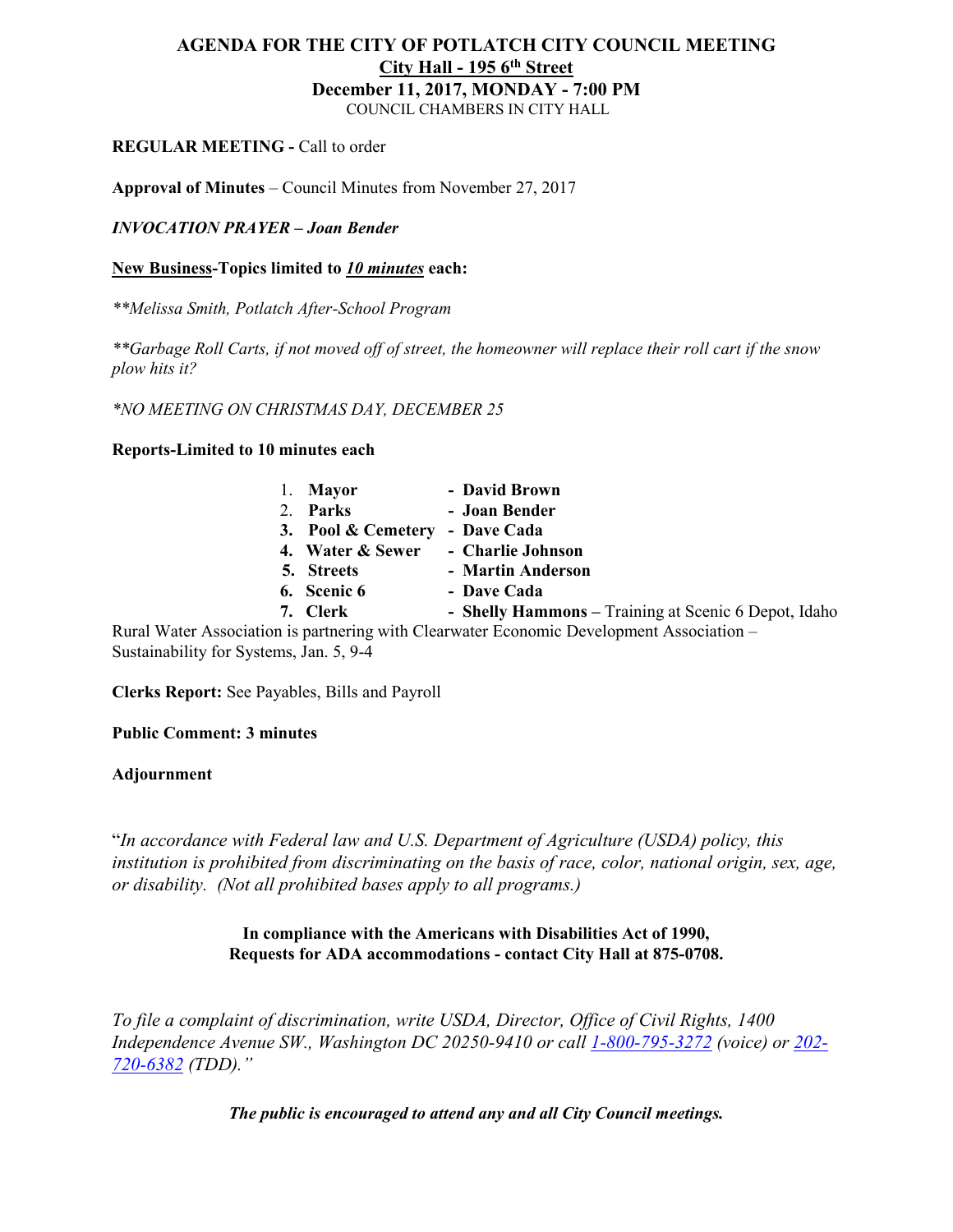# AGENDA FOR THE CITY OF POTLATCH CITY COUNCIL MEETING

## City Hall - 195 6th Street

## December 11, 2017, MONDAY - 7:00 PM

COUNCIL CHAMBERS IN CITY HALL

**REGULAR MEETING -** Call to order

**Approval of Minutes** – Council Minutes from November 27, 2017

***INVOCATION PRAYER – Joan Bender***

**New Business-Topics limited to *10 minutes* each:**

*\*\*Melissa Smith, Potlatch After-School Program*

*\*\*Garbage Roll Carts, if not moved off of street, the homeowner will replace their roll cart if the snow plow hits it?*

*\*NO MEETING ON CHRISTMAS DAY, DECEMBER 25*

**Reports-Limited to 10 minutes each**

1. **Mayor** - **David Brown**
2. **Parks** - **Joan Bender**
3. **Pool & Cemetery** - **Dave Cada**
4. **Water & Sewer** - **Charlie Johnson**
5. **Streets** - **Martin Anderson**
6. **Scenic 6** - **Dave Cada**
7. **Clerk** - **Shelly Hammons –** Training at Scenic 6 Depot, Idaho Rural Water Association is partnering with Clearwater Economic Development Association – Sustainability for Systems, Jan. 5, 9-4

**Clerks Report:** See Payables, Bills and Payroll

**Public Comment: 3 minutes**

**Adjournment**

"*In accordance with Federal law and U.S. Department of Agriculture (USDA) policy, this institution is prohibited from discriminating on the basis of race, color, national origin, sex, age, or disability. (Not all prohibited bases apply to all programs.)*

**In compliance with the Americans with Disabilities Act of 1990, Requests for ADA accommodations - contact City Hall at 875-0708.**

*To file a complaint of discrimination, write USDA, Director, Office of Civil Rights, 1400 Independence Avenue SW., Washington DC 20250-9410 or call 1-800-795-3272 (voice) or 202-720-6382 (TDD)."*

***The public is encouraged to attend any and all City Council meetings.***